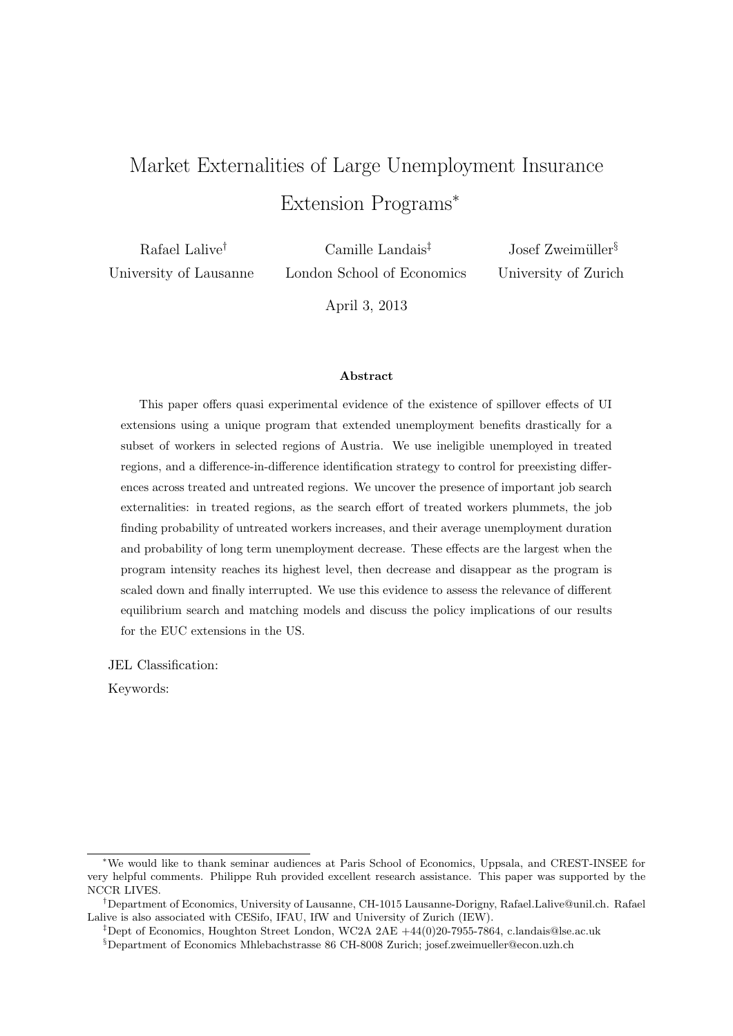# Market Externalities of Large Unemployment Insurance Extension Programs*

Rafael Lalive[†]
University of Lausanne

Camille Landais[‡]
London School of Economics

Josef Zweimüller[§]
University of Zurich

April 3, 2013

## Abstract

This paper offers quasi experimental evidence of the existence of spillover effects of UI extensions using a unique program that extended unemployment benefits drastically for a subset of workers in selected regions of Austria. We use ineligible unemployed in treated regions, and a difference-in-difference identification strategy to control for preexisting differences across treated and untreated regions. We uncover the presence of important job search externalities: in treated regions, as the search effort of treated workers plummets, the job finding probability of untreated workers increases, and their average unemployment duration and probability of long term unemployment decrease. These effects are the largest when the program intensity reaches its highest level, then decrease and disappear as the program is scaled down and finally interrupted. We use this evidence to assess the relevance of different equilibrium search and matching models and discuss the policy implications of our results for the EUC extensions in the US.

JEL Classification:

Keywords:

---

*We would like to thank seminar audiences at Paris School of Economics, Uppsala, and CREST-INSEE for very helpful comments. Philippe Ruh provided excellent research assistance. This paper was supported by the NCCR LIVES.

[†]Department of Economics, University of Lausanne, CH-1015 Lausanne-Dorigny, Rafael.Lalive@unil.ch. Rafael Lalive is also associated with CESifo, IFAU, IfW and University of Zurich (IEW).

[‡]Dept of Economics, Houghton Street London, WC2A 2AE +44(0)20-7955-7864, c.landais@lse.ac.uk

[§]Department of Economics Mhlebachstrasse 86 CH-8008 Zurich; josef.zweimueller@econ.uzh.ch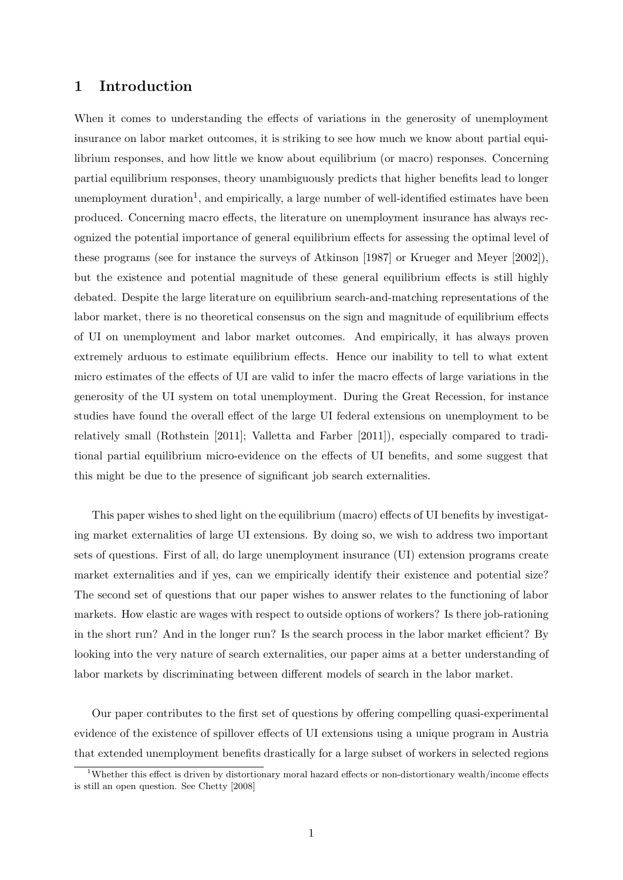# 1 Introduction

When it comes to understanding the effects of variations in the generosity of unemployment insurance on labor market outcomes, it is striking to see how much we know about partial equilibrium responses, and how little we know about equilibrium (or macro) responses. Concerning partial equilibrium responses, theory unambiguously predicts that higher benefits lead to longer unemployment duration[1], and empirically, a large number of well-identified estimates have been produced. Concerning macro effects, the literature on unemployment insurance has always recognized the potential importance of general equilibrium effects for assessing the optimal level of these programs (see for instance the surveys of Atkinson [1987] or Krueger and Meyer [2002]), but the existence and potential magnitude of these general equilibrium effects is still highly debated. Despite the large literature on equilibrium search-and-matching representations of the labor market, there is no theoretical consensus on the sign and magnitude of equilibrium effects of UI on unemployment and labor market outcomes. And empirically, it has always proven extremely arduous to estimate equilibrium effects. Hence our inability to tell to what extent micro estimates of the effects of UI are valid to infer the macro effects of large variations in the generosity of the UI system on total unemployment. During the Great Recession, for instance studies have found the overall effect of the large UI federal extensions on unemployment to be relatively small (Rothstein [2011]; Valletta and Farber [2011]), especially compared to traditional partial equilibrium micro-evidence on the effects of UI benefits, and some suggest that this might be due to the presence of significant job search externalities.

This paper wishes to shed light on the equilibrium (macro) effects of UI benefits by investigating market externalities of large UI extensions. By doing so, we wish to address two important sets of questions. First of all, do large unemployment insurance (UI) extension programs create market externalities and if yes, can we empirically identify their existence and potential size? The second set of questions that our paper wishes to answer relates to the functioning of labor markets. How elastic are wages with respect to outside options of workers? Is there job-rationing in the short run? And in the longer run? Is the search process in the labor market efficient? By looking into the very nature of search externalities, our paper aims at a better understanding of labor markets by discriminating between different models of search in the labor market.

Our paper contributes to the first set of questions by offering compelling quasi-experimental evidence of the existence of spillover effects of UI extensions using a unique program in Austria that extended unemployment benefits drastically for a large subset of workers in selected regions

[1] Whether this effect is driven by distortionary moral hazard effects or non-distortionary wealth/income effects is still an open question. See Chetty [2008]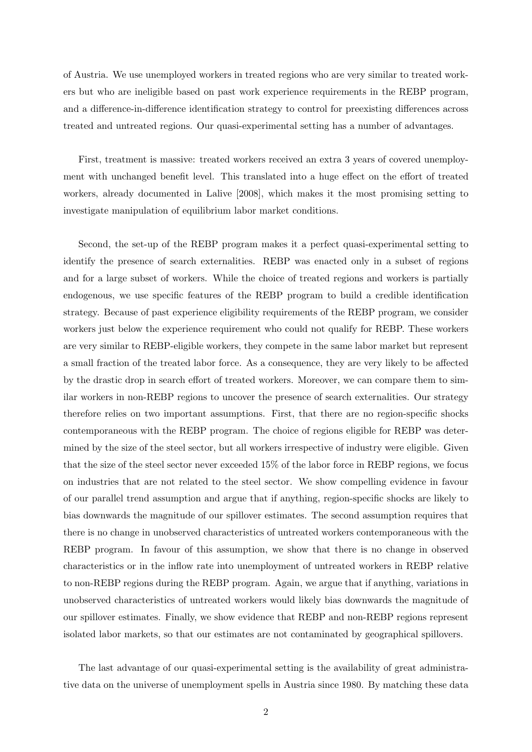of Austria. We use unemployed workers in treated regions who are very similar to treated workers but who are ineligible based on past work experience requirements in the REBP program, and a difference-in-difference identification strategy to control for preexisting differences across treated and untreated regions. Our quasi-experimental setting has a number of advantages.

First, treatment is massive: treated workers received an extra 3 years of covered unemployment with unchanged benefit level. This translated into a huge effect on the effort of treated workers, already documented in Lalive [2008], which makes it the most promising setting to investigate manipulation of equilibrium labor market conditions.

Second, the set-up of the REBP program makes it a perfect quasi-experimental setting to identify the presence of search externalities. REBP was enacted only in a subset of regions and for a large subset of workers. While the choice of treated regions and workers is partially endogenous, we use specific features of the REBP program to build a credible identification strategy. Because of past experience eligibility requirements of the REBP program, we consider workers just below the experience requirement who could not qualify for REBP. These workers are very similar to REBP-eligible workers, they compete in the same labor market but represent a small fraction of the treated labor force. As a consequence, they are very likely to be affected by the drastic drop in search effort of treated workers. Moreover, we can compare them to similar workers in non-REBP regions to uncover the presence of search externalities. Our strategy therefore relies on two important assumptions. First, that there are no region-specific shocks contemporaneous with the REBP program. The choice of regions eligible for REBP was determined by the size of the steel sector, but all workers irrespective of industry were eligible. Given that the size of the steel sector never exceeded 15% of the labor force in REBP regions, we focus on industries that are not related to the steel sector. We show compelling evidence in favour of our parallel trend assumption and argue that if anything, region-specific shocks are likely to bias downwards the magnitude of our spillover estimates. The second assumption requires that there is no change in unobserved characteristics of untreated workers contemporaneous with the REBP program. In favour of this assumption, we show that there is no change in observed characteristics or in the inflow rate into unemployment of untreated workers in REBP relative to non-REBP regions during the REBP program. Again, we argue that if anything, variations in unobserved characteristics of untreated workers would likely bias downwards the magnitude of our spillover estimates. Finally, we show evidence that REBP and non-REBP regions represent isolated labor markets, so that our estimates are not contaminated by geographical spillovers.

The last advantage of our quasi-experimental setting is the availability of great administrative data on the universe of unemployment spells in Austria since 1980. By matching these data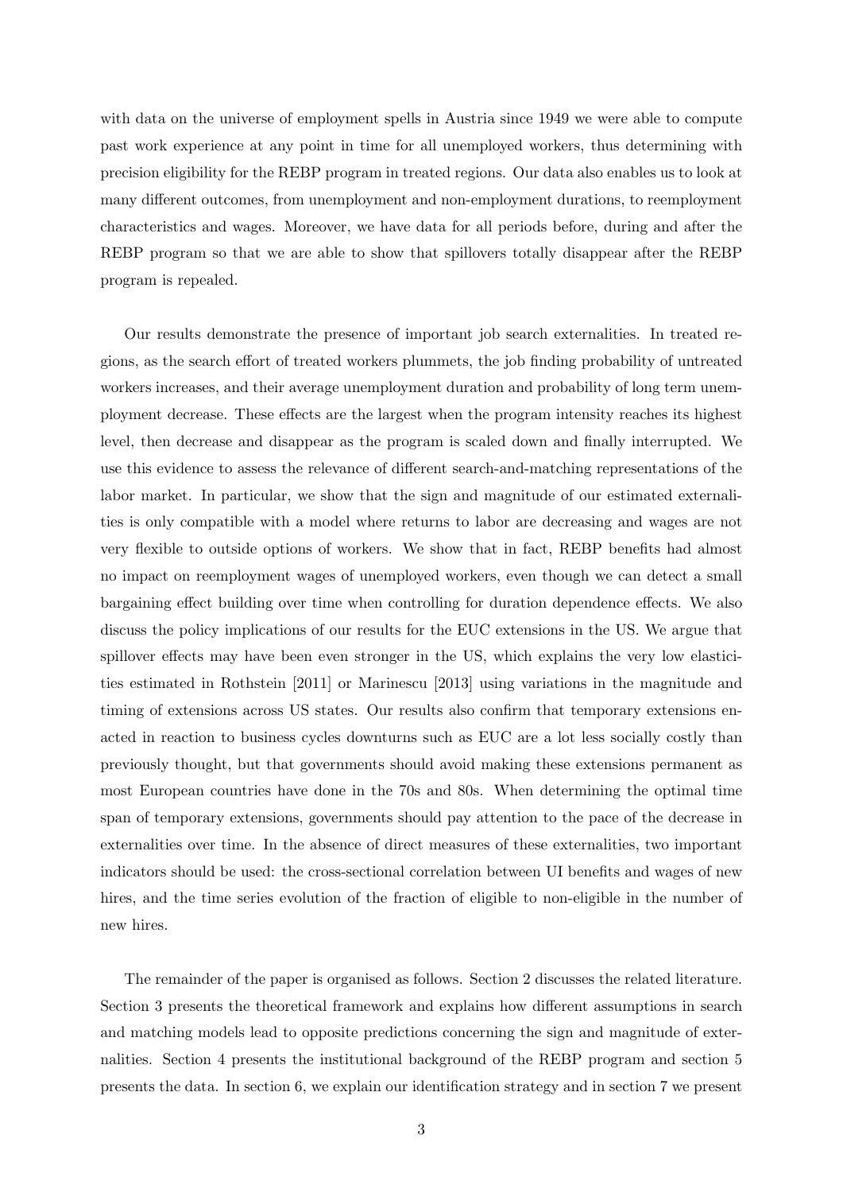with data on the universe of employment spells in Austria since 1949 we were able to compute past work experience at any point in time for all unemployed workers, thus determining with precision eligibility for the REBP program in treated regions. Our data also enables us to look at many different outcomes, from unemployment and non-employment durations, to reemployment characteristics and wages. Moreover, we have data for all periods before, during and after the REBP program so that we are able to show that spillovers totally disappear after the REBP program is repealed.

Our results demonstrate the presence of important job search externalities. In treated regions, as the search effort of treated workers plummets, the job finding probability of untreated workers increases, and their average unemployment duration and probability of long term unemployment decrease. These effects are the largest when the program intensity reaches its highest level, then decrease and disappear as the program is scaled down and finally interrupted. We use this evidence to assess the relevance of different search-and-matching representations of the labor market. In particular, we show that the sign and magnitude of our estimated externalities is only compatible with a model where returns to labor are decreasing and wages are not very flexible to outside options of workers. We show that in fact, REBP benefits had almost no impact on reemployment wages of unemployed workers, even though we can detect a small bargaining effect building over time when controlling for duration dependence effects. We also discuss the policy implications of our results for the EUC extensions in the US. We argue that spillover effects may have been even stronger in the US, which explains the very low elasticities estimated in Rothstein [2011] or Marinescu [2013] using variations in the magnitude and timing of extensions across US states. Our results also confirm that temporary extensions enacted in reaction to business cycles downturns such as EUC are a lot less socially costly than previously thought, but that governments should avoid making these extensions permanent as most European countries have done in the 70s and 80s. When determining the optimal time span of temporary extensions, governments should pay attention to the pace of the decrease in externalities over time. In the absence of direct measures of these externalities, two important indicators should be used: the cross-sectional correlation between UI benefits and wages of new hires, and the time series evolution of the fraction of eligible to non-eligible in the number of new hires.

The remainder of the paper is organised as follows. Section 2 discusses the related literature. Section 3 presents the theoretical framework and explains how different assumptions in search and matching models lead to opposite predictions concerning the sign and magnitude of externalities. Section 4 presents the institutional background of the REBP program and section 5 presents the data. In section 6, we explain our identification strategy and in section 7 we present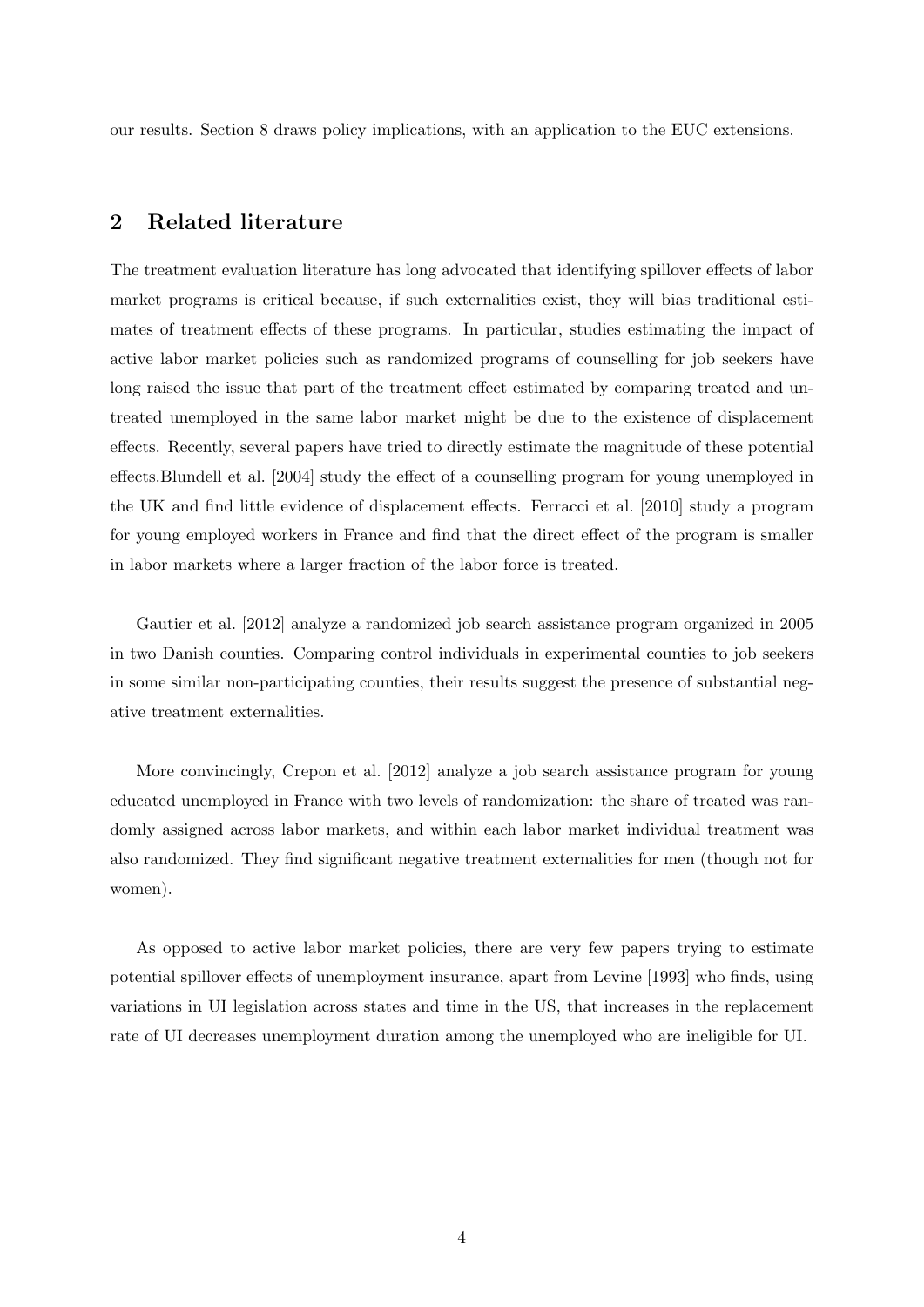our results. Section 8 draws policy implications, with an application to the EUC extensions.

## 2 Related literature

The treatment evaluation literature has long advocated that identifying spillover effects of labor market programs is critical because, if such externalities exist, they will bias traditional estimates of treatment effects of these programs. In particular, studies estimating the impact of active labor market policies such as randomized programs of counselling for job seekers have long raised the issue that part of the treatment effect estimated by comparing treated and untreated unemployed in the same labor market might be due to the existence of displacement effects. Recently, several papers have tried to directly estimate the magnitude of these potential effects.Blundell et al. [2004] study the effect of a counselling program for young unemployed in the UK and find little evidence of displacement effects. Ferracci et al. [2010] study a program for young employed workers in France and find that the direct effect of the program is smaller in labor markets where a larger fraction of the labor force is treated.

Gautier et al. [2012] analyze a randomized job search assistance program organized in 2005 in two Danish counties. Comparing control individuals in experimental counties to job seekers in some similar non-participating counties, their results suggest the presence of substantial negative treatment externalities.

More convincingly, Crepon et al. [2012] analyze a job search assistance program for young educated unemployed in France with two levels of randomization: the share of treated was randomly assigned across labor markets, and within each labor market individual treatment was also randomized. They find significant negative treatment externalities for men (though not for women).

As opposed to active labor market policies, there are very few papers trying to estimate potential spillover effects of unemployment insurance, apart from Levine [1993] who finds, using variations in UI legislation across states and time in the US, that increases in the replacement rate of UI decreases unemployment duration among the unemployed who are ineligible for UI.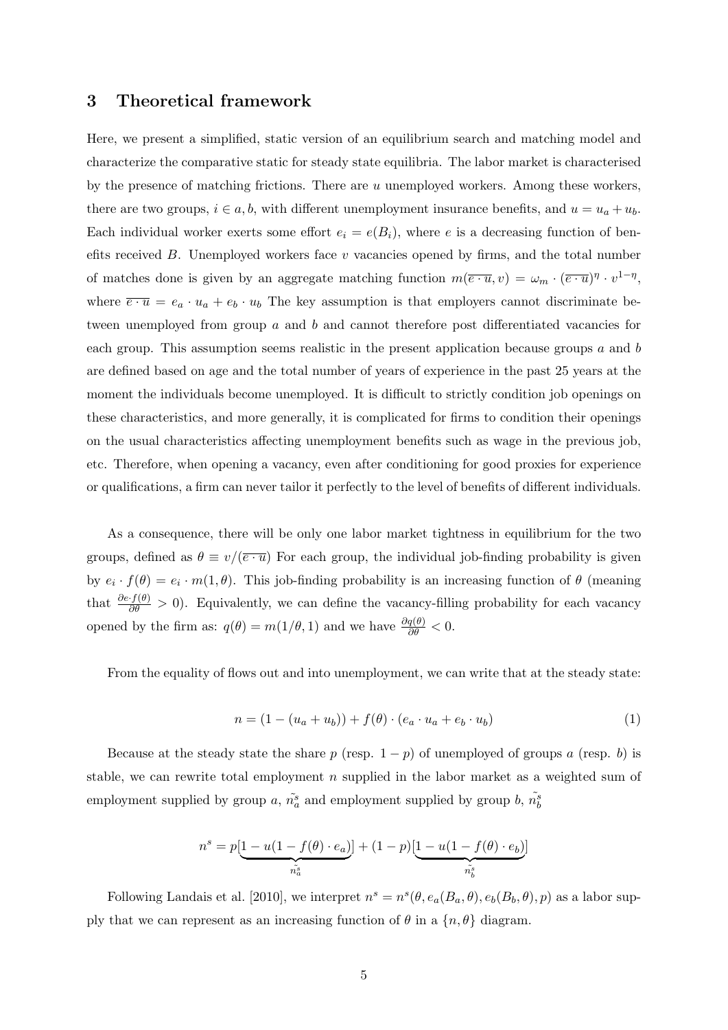## 3 Theoretical framework

Here, we present a simplified, static version of an equilibrium search and matching model and characterize the comparative static for steady state equilibria. The labor market is characterised by the presence of matching frictions. There are $u$ unemployed workers. Among these workers, there are two groups, $i \in a, b$, with different unemployment insurance benefits, and $u = u_a + u_b$. Each individual worker exerts some effort $e_i = e(B_i)$, where $e$ is a decreasing function of benefits received $B$. Unemployed workers face $v$ vacancies opened by firms, and the total number of matches done is given by an aggregate matching function $m(\overline{e \cdot u}, v) = \omega_m \cdot (\overline{e \cdot u})^{\eta} \cdot v^{1-\eta}$, where $\overline{e \cdot u} = e_a \cdot u_a + e_b \cdot u_b$ The key assumption is that employers cannot discriminate between unemployed from group $a$ and $b$ and cannot therefore post differentiated vacancies for each group. This assumption seems realistic in the present application because groups $a$ and $b$ are defined based on age and the total number of years of experience in the past 25 years at the moment the individuals become unemployed. It is difficult to strictly condition job openings on these characteristics, and more generally, it is complicated for firms to condition their openings on the usual characteristics affecting unemployment benefits such as wage in the previous job, etc. Therefore, when opening a vacancy, even after conditioning for good proxies for experience or qualifications, a firm can never tailor it perfectly to the level of benefits of different individuals.

As a consequence, there will be only one labor market tightness in equilibrium for the two groups, defined as $\theta \equiv v/(\overline{e \cdot u})$ For each group, the individual job-finding probability is given by $e_i \cdot f(\theta) = e_i \cdot m(1, \theta)$. This job-finding probability is an increasing function of $\theta$ (meaning that $\frac{\partial e \cdot f(\theta)}{\partial \theta} > 0$). Equivalently, we can define the vacancy-filling probability for each vacancy opened by the firm as: $q(\theta) = m(1/\theta, 1)$ and we have $\frac{\partial q(\theta)}{\partial \theta} < 0$.

From the equality of flows out and into unemployment, we can write that at the steady state:

$$n = (1 - (u_a + u_b)) + f(\theta) \cdot (e_a \cdot u_a + e_b \cdot u_b) \tag{1}$$

Because at the steady state the share $p$ (resp. $1 - p$) of unemployed of groups $a$ (resp. $b$) is stable, we can rewrite total employment $n$ supplied in the labor market as a weighted sum of employment supplied by group $a$, $\tilde{n_a^s}$ and employment supplied by group $b$, $\tilde{n_b^s}$

$$n^s = p[\underbrace{1 - u(1 - f(\theta) \cdot e_a)}_{\tilde{n_a^s}}] + (1 - p)[\underbrace{1 - u(1 - f(\theta) \cdot e_b)}_{\tilde{n_b^s}}]$$

Following Landais et al. [2010], we interpret $n^s = n^s(\theta, e_a(B_a, \theta), e_b(B_b, \theta), p)$ as a labor supply that we can represent as an increasing function of $\theta$ in a $\{n, \theta\}$ diagram.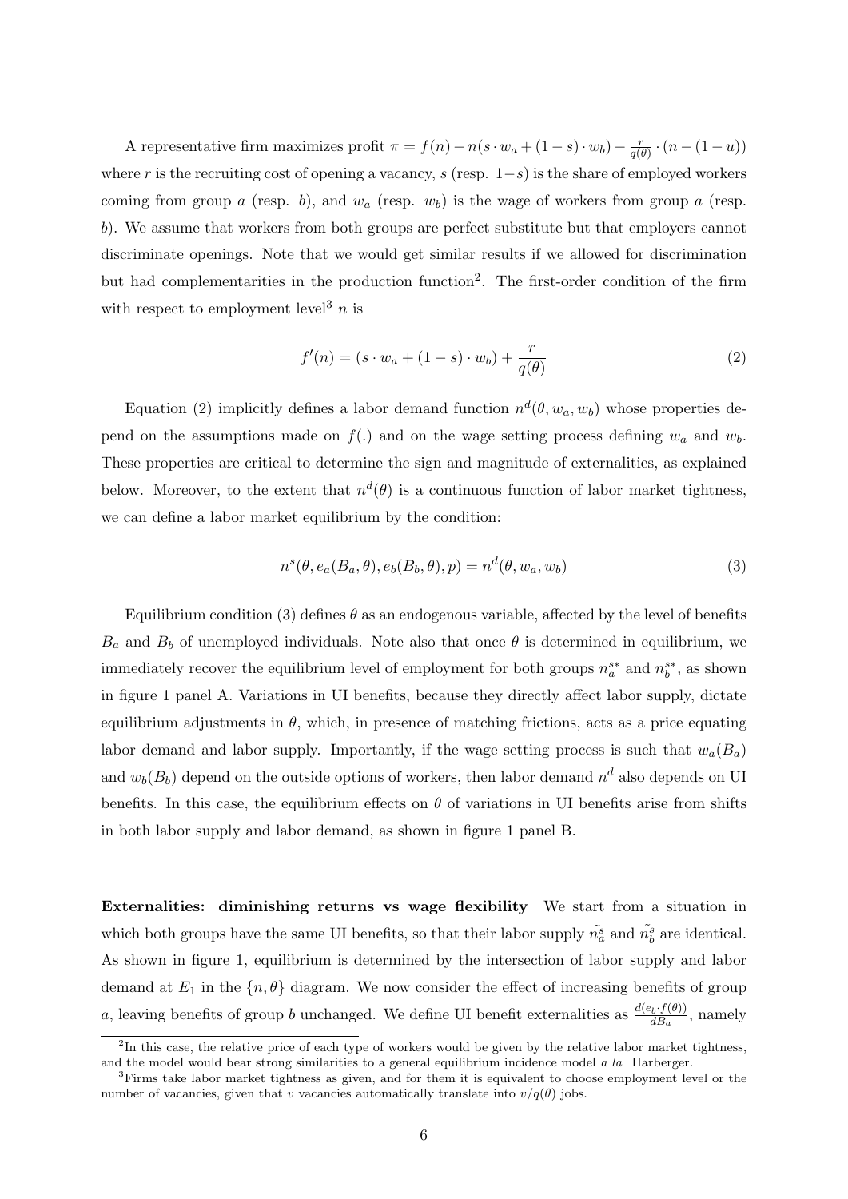A representative firm maximizes profit $\pi = f(n) - n(s \cdot w_a + (1-s) \cdot w_b) - \frac{r}{q(\theta)} \cdot (n - (1-u))$ where $r$ is the recruiting cost of opening a vacancy, $s$ (resp. $1-s$) is the share of employed workers coming from group $a$ (resp. $b$), and $w_a$ (resp. $w_b$) is the wage of workers from group $a$ (resp. $b$). We assume that workers from both groups are perfect substitute but that employers cannot discriminate openings. Note that we would get similar results if we allowed for discrimination but had complementarities in the production function[2]. The first-order condition of the firm with respect to employment level[3] $n$ is

$$f'(n) = (s \cdot w_a + (1-s) \cdot w_b) + \frac{r}{q(\theta)} \tag{2}$$

Equation (2) implicitly defines a labor demand function $n^d(\theta, w_a, w_b)$ whose properties depend on the assumptions made on $f(.)$ and on the wage setting process defining $w_a$ and $w_b$. These properties are critical to determine the sign and magnitude of externalities, as explained below. Moreover, to the extent that $n^d(\theta)$ is a continuous function of labor market tightness, we can define a labor market equilibrium by the condition:

$$n^s(\theta, e_a(B_a, \theta), e_b(B_b, \theta), p) = n^d(\theta, w_a, w_b) \tag{3}$$

Equilibrium condition (3) defines $\theta$ as an endogenous variable, affected by the level of benefits $B_a$ and $B_b$ of unemployed individuals. Note also that once $\theta$ is determined in equilibrium, we immediately recover the equilibrium level of employment for both groups $n_a^{s*}$ and $n_b^{s*}$, as shown in figure 1 panel A. Variations in UI benefits, because they directly affect labor supply, dictate equilibrium adjustments in $\theta$, which, in presence of matching frictions, acts as a price equating labor demand and labor supply. Importantly, if the wage setting process is such that $w_a(B_a)$ and $w_b(B_b)$ depend on the outside options of workers, then labor demand $n^d$ also depends on UI benefits. In this case, the equilibrium effects on $\theta$ of variations in UI benefits arise from shifts in both labor supply and labor demand, as shown in figure 1 panel B.

**Externalities: diminishing returns vs wage flexibility** We start from a situation in which both groups have the same UI benefits, so that their labor supply $\tilde{n_a^s}$ and $\tilde{n_b^s}$ are identical. As shown in figure 1, equilibrium is determined by the intersection of labor supply and labor demand at $E_1$ in the $\{n, \theta\}$ diagram. We now consider the effect of increasing benefits of group $a$, leaving benefits of group $b$ unchanged. We define UI benefit externalities as $\frac{d(e_b \cdot f(\theta))}{dB_a}$, namely

[2] In this case, the relative price of each type of workers would be given by the relative labor market tightness, and the model would bear strong similarities to a general equilibrium incidence model *a la* Harberger.

[3] Firms take labor market tightness as given, and for them it is equivalent to choose employment level or the number of vacancies, given that $v$ vacancies automatically translate into $v/q(\theta)$ jobs.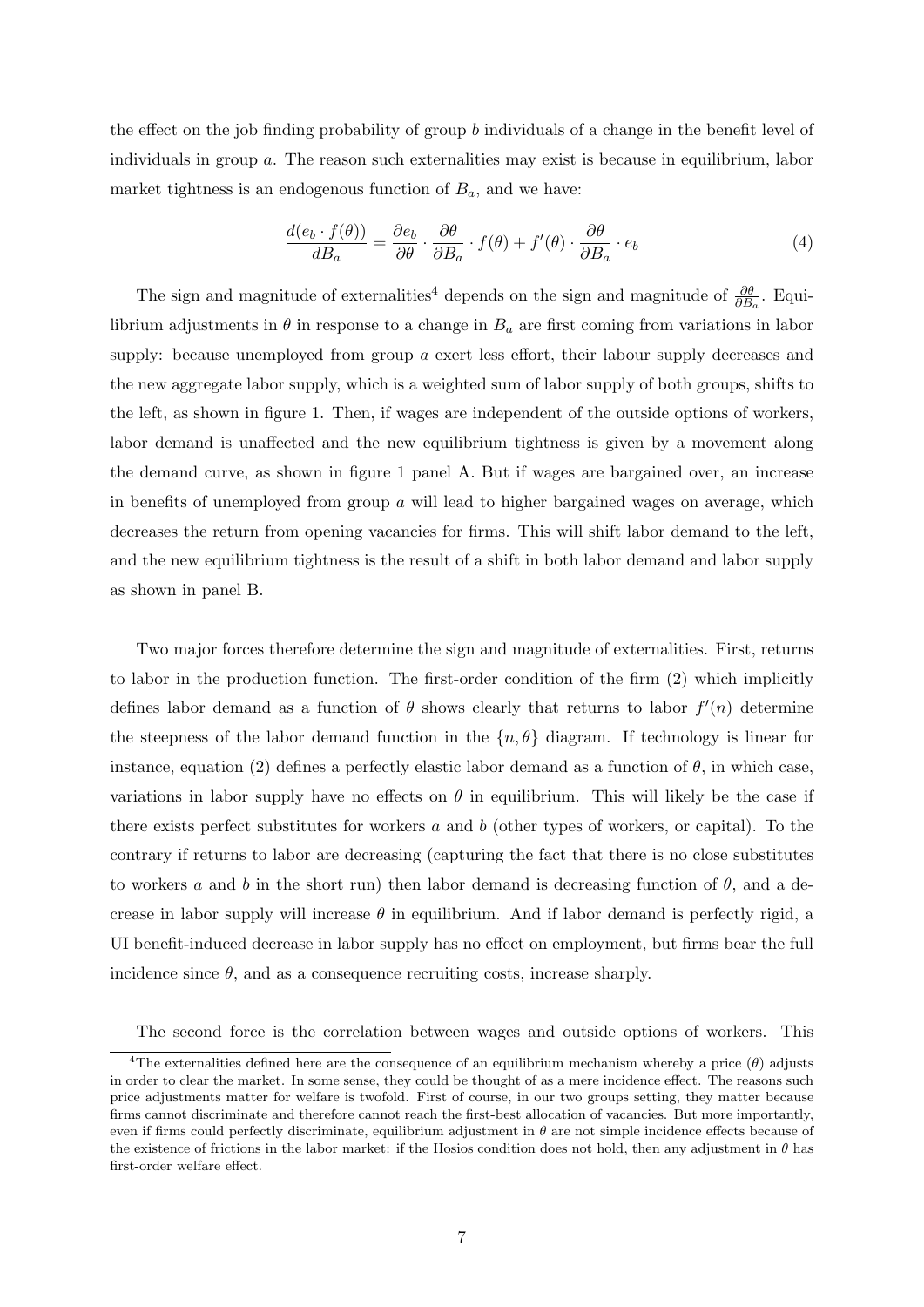the effect on the job finding probability of group $b$ individuals of a change in the benefit level of individuals in group $a$. The reason such externalities may exist is because in equilibrium, labor market tightness is an endogenous function of $B_a$, and we have:

$$\frac{d(e_b \cdot f(\theta))}{dB_a} = \frac{\partial e_b}{\partial \theta} \cdot \frac{\partial \theta}{\partial B_a} \cdot f(\theta) + f'(\theta) \cdot \frac{\partial \theta}{\partial B_a} \cdot e_b \tag{4}$$

The sign and magnitude of externalities[4] depends on the sign and magnitude of $\frac{\partial \theta}{\partial B_a}$. Equilibrium adjustments in $\theta$ in response to a change in $B_a$ are first coming from variations in labor supply: because unemployed from group $a$ exert less effort, their labour supply decreases and the new aggregate labor supply, which is a weighted sum of labor supply of both groups, shifts to the left, as shown in figure 1. Then, if wages are independent of the outside options of workers, labor demand is unaffected and the new equilibrium tightness is given by a movement along the demand curve, as shown in figure 1 panel A. But if wages are bargained over, an increase in benefits of unemployed from group $a$ will lead to higher bargained wages on average, which decreases the return from opening vacancies for firms. This will shift labor demand to the left, and the new equilibrium tightness is the result of a shift in both labor demand and labor supply as shown in panel B.

Two major forces therefore determine the sign and magnitude of externalities. First, returns to labor in the production function. The first-order condition of the firm (2) which implicitly defines labor demand as a function of $\theta$ shows clearly that returns to labor $f'(n)$ determine the steepness of the labor demand function in the $\{n, \theta\}$ diagram. If technology is linear for instance, equation (2) defines a perfectly elastic labor demand as a function of $\theta$, in which case, variations in labor supply have no effects on $\theta$ in equilibrium. This will likely be the case if there exists perfect substitutes for workers $a$ and $b$ (other types of workers, or capital). To the contrary if returns to labor are decreasing (capturing the fact that there is no close substitutes to workers $a$ and $b$ in the short run) then labor demand is decreasing function of $\theta$, and a decrease in labor supply will increase $\theta$ in equilibrium. And if labor demand is perfectly rigid, a UI benefit-induced decrease in labor supply has no effect on employment, but firms bear the full incidence since $\theta$, and as a consequence recruiting costs, increase sharply.

The second force is the correlation between wages and outside options of workers. This

[4] The externalities defined here are the consequence of an equilibrium mechanism whereby a price ($\theta$) adjusts in order to clear the market. In some sense, they could be thought of as a mere incidence effect. The reasons such price adjustments matter for welfare is twofold. First of course, in our two groups setting, they matter because firms cannot discriminate and therefore cannot reach the first-best allocation of vacancies. But more importantly, even if firms could perfectly discriminate, equilibrium adjustment in $\theta$ are not simple incidence effects because of the existence of frictions in the labor market: if the Hosios condition does not hold, then any adjustment in $\theta$ has first-order welfare effect.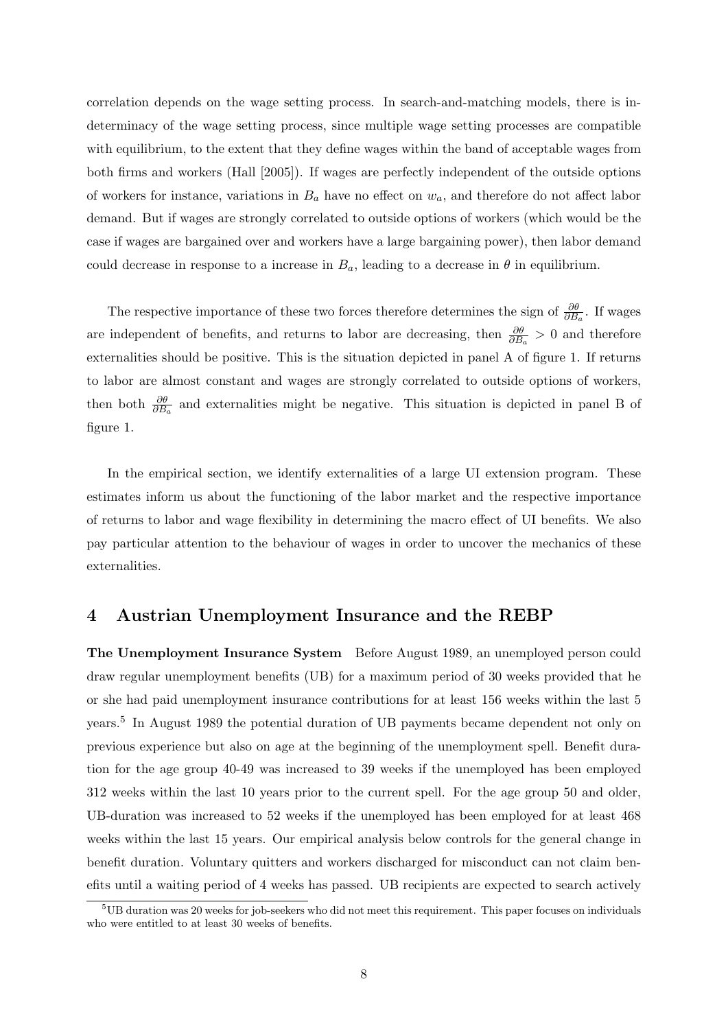correlation depends on the wage setting process. In search-and-matching models, there is indeterminacy of the wage setting process, since multiple wage setting processes are compatible with equilibrium, to the extent that they define wages within the band of acceptable wages from both firms and workers (Hall [2005]). If wages are perfectly independent of the outside options of workers for instance, variations in $B_a$ have no effect on $w_a$, and therefore do not affect labor demand. But if wages are strongly correlated to outside options of workers (which would be the case if wages are bargained over and workers have a large bargaining power), then labor demand could decrease in response to a increase in $B_a$, leading to a decrease in $\theta$ in equilibrium.

The respective importance of these two forces therefore determines the sign of $\frac{\partial \theta}{\partial B_a}$. If wages are independent of benefits, and returns to labor are decreasing, then $\frac{\partial \theta}{\partial B_a} > 0$ and therefore externalities should be positive. This is the situation depicted in panel A of figure 1. If returns to labor are almost constant and wages are strongly correlated to outside options of workers, then both $\frac{\partial \theta}{\partial B_a}$ and externalities might be negative. This situation is depicted in panel B of figure 1.

In the empirical section, we identify externalities of a large UI extension program. These estimates inform us about the functioning of the labor market and the respective importance of returns to labor and wage flexibility in determining the macro effect of UI benefits. We also pay particular attention to the behaviour of wages in order to uncover the mechanics of these externalities.

## 4 Austrian Unemployment Insurance and the REBP

**The Unemployment Insurance System** Before August 1989, an unemployed person could draw regular unemployment benefits (UB) for a maximum period of 30 weeks provided that he or she had paid unemployment insurance contributions for at least 156 weeks within the last 5 years.[5] In August 1989 the potential duration of UB payments became dependent not only on previous experience but also on age at the beginning of the unemployment spell. Benefit duration for the age group 40-49 was increased to 39 weeks if the unemployed has been employed 312 weeks within the last 10 years prior to the current spell. For the age group 50 and older, UB-duration was increased to 52 weeks if the unemployed has been employed for at least 468 weeks within the last 15 years. Our empirical analysis below controls for the general change in benefit duration. Voluntary quitters and workers discharged for misconduct can not claim benefits until a waiting period of 4 weeks has passed. UB recipients are expected to search actively

[5] UB duration was 20 weeks for job-seekers who did not meet this requirement. This paper focuses on individuals who were entitled to at least 30 weeks of benefits.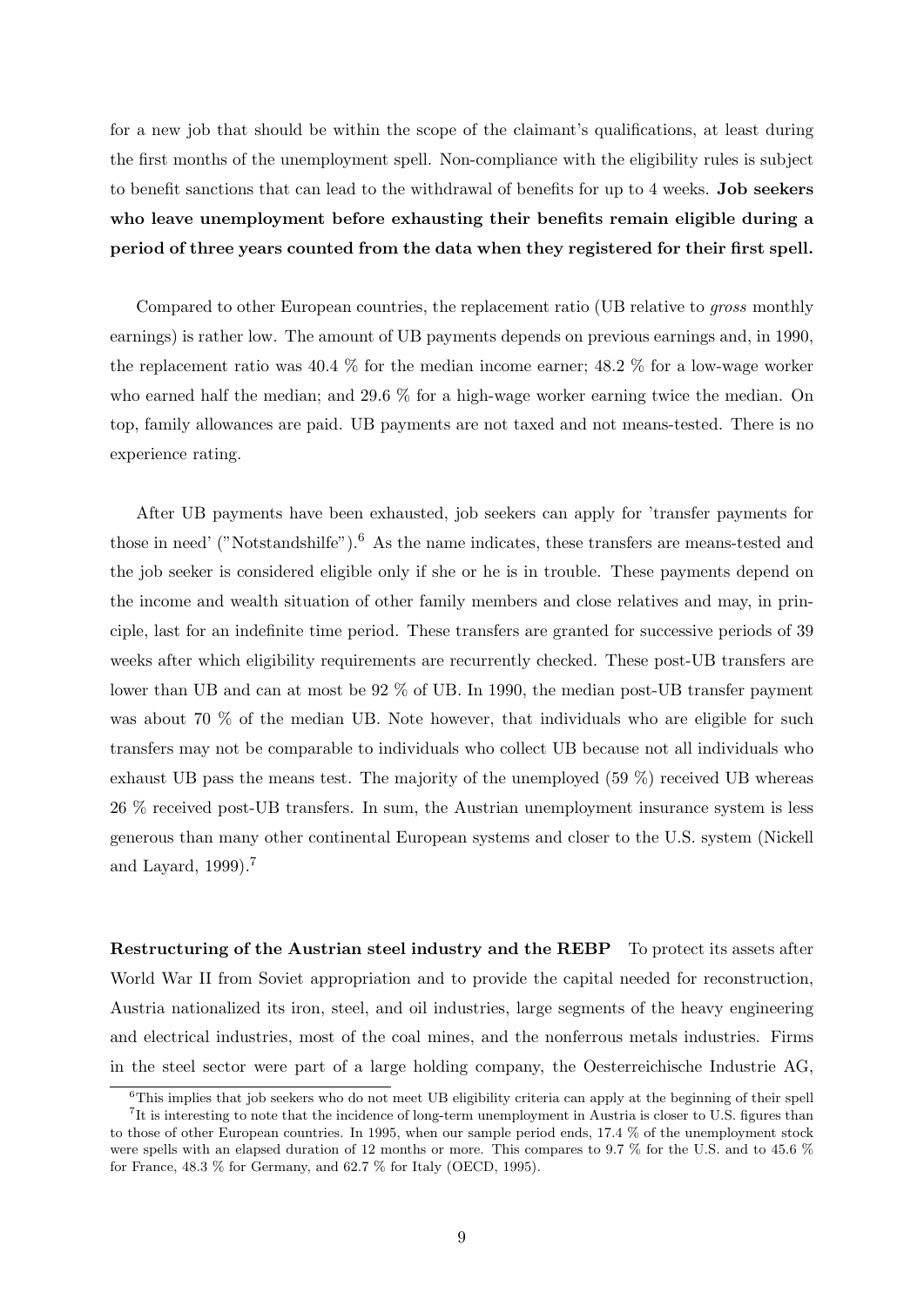for a new job that should be within the scope of the claimant's qualifications, at least during the first months of the unemployment spell. Non-compliance with the eligibility rules is subject to benefit sanctions that can lead to the withdrawal of benefits for up to 4 weeks. **Job seekers who leave unemployment before exhausting their benefits remain eligible during a period of three years counted from the data when they registered for their first spell.**

Compared to other European countries, the replacement ratio (UB relative to *gross* monthly earnings) is rather low. The amount of UB payments depends on previous earnings and, in 1990, the replacement ratio was 40.4 % for the median income earner; 48.2 % for a low-wage worker who earned half the median; and 29.6 % for a high-wage worker earning twice the median. On top, family allowances are paid. UB payments are not taxed and not means-tested. There is no experience rating.

After UB payments have been exhausted, job seekers can apply for 'transfer payments for those in need' ("Notstandshilfe").[6] As the name indicates, these transfers are means-tested and the job seeker is considered eligible only if she or he is in trouble. These payments depend on the income and wealth situation of other family members and close relatives and may, in principle, last for an indefinite time period. These transfers are granted for successive periods of 39 weeks after which eligibility requirements are recurrently checked. These post-UB transfers are lower than UB and can at most be 92 % of UB. In 1990, the median post-UB transfer payment was about 70 % of the median UB. Note however, that individuals who are eligible for such transfers may not be comparable to individuals who collect UB because not all individuals who exhaust UB pass the means test. The majority of the unemployed (59 %) received UB whereas 26 % received post-UB transfers. In sum, the Austrian unemployment insurance system is less generous than many other continental European systems and closer to the U.S. system (Nickell and Layard, 1999).[7]

**Restructuring of the Austrian steel industry and the REBP** To protect its assets after World War II from Soviet appropriation and to provide the capital needed for reconstruction, Austria nationalized its iron, steel, and oil industries, large segments of the heavy engineering and electrical industries, most of the coal mines, and the nonferrous metals industries. Firms in the steel sector were part of a large holding company, the Oesterreichische Industrie AG,

[6] This implies that job seekers who do not meet UB eligibility criteria can apply at the beginning of their spell

[7] It is interesting to note that the incidence of long-term unemployment in Austria is closer to U.S. figures than to those of other European countries. In 1995, when our sample period ends, 17.4 % of the unemployment stock were spells with an elapsed duration of 12 months or more. This compares to 9.7 % for the U.S. and to 45.6 % for France, 48.3 % for Germany, and 62.7 % for Italy (OECD, 1995).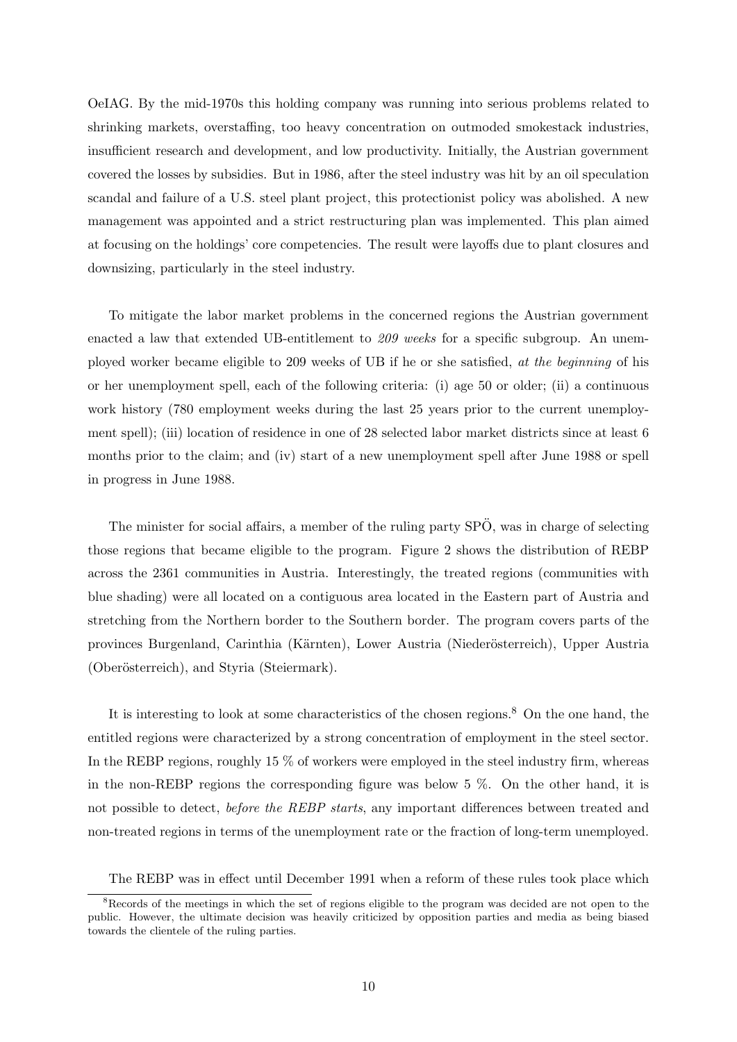OeIAG. By the mid-1970s this holding company was running into serious problems related to shrinking markets, overstaffing, too heavy concentration on outmoded smokestack industries, insufficient research and development, and low productivity. Initially, the Austrian government covered the losses by subsidies. But in 1986, after the steel industry was hit by an oil speculation scandal and failure of a U.S. steel plant project, this protectionist policy was abolished. A new management was appointed and a strict restructuring plan was implemented. This plan aimed at focusing on the holdings' core competencies. The result were layoffs due to plant closures and downsizing, particularly in the steel industry.

To mitigate the labor market problems in the concerned regions the Austrian government enacted a law that extended UB-entitlement to *209 weeks* for a specific subgroup. An unemployed worker became eligible to 209 weeks of UB if he or she satisfied, *at the beginning* of his or her unemployment spell, each of the following criteria: (i) age 50 or older; (ii) a continuous work history (780 employment weeks during the last 25 years prior to the current unemployment spell); (iii) location of residence in one of 28 selected labor market districts since at least 6 months prior to the claim; and (iv) start of a new unemployment spell after June 1988 or spell in progress in June 1988.

The minister for social affairs, a member of the ruling party SPÖ, was in charge of selecting those regions that became eligible to the program. Figure 2 shows the distribution of REBP across the 2361 communities in Austria. Interestingly, the treated regions (communities with blue shading) were all located on a contiguous area located in the Eastern part of Austria and stretching from the Northern border to the Southern border. The program covers parts of the provinces Burgenland, Carinthia (Kärnten), Lower Austria (Niederösterreich), Upper Austria (Oberösterreich), and Styria (Steiermark).

It is interesting to look at some characteristics of the chosen regions.[8] On the one hand, the entitled regions were characterized by a strong concentration of employment in the steel sector. In the REBP regions, roughly 15 % of workers were employed in the steel industry firm, whereas in the non-REBP regions the corresponding figure was below 5 %. On the other hand, it is not possible to detect, *before the REBP starts*, any important differences between treated and non-treated regions in terms of the unemployment rate or the fraction of long-term unemployed.

The REBP was in effect until December 1991 when a reform of these rules took place which

[8] Records of the meetings in which the set of regions eligible to the program was decided are not open to the public. However, the ultimate decision was heavily criticized by opposition parties and media as being biased towards the clientele of the ruling parties.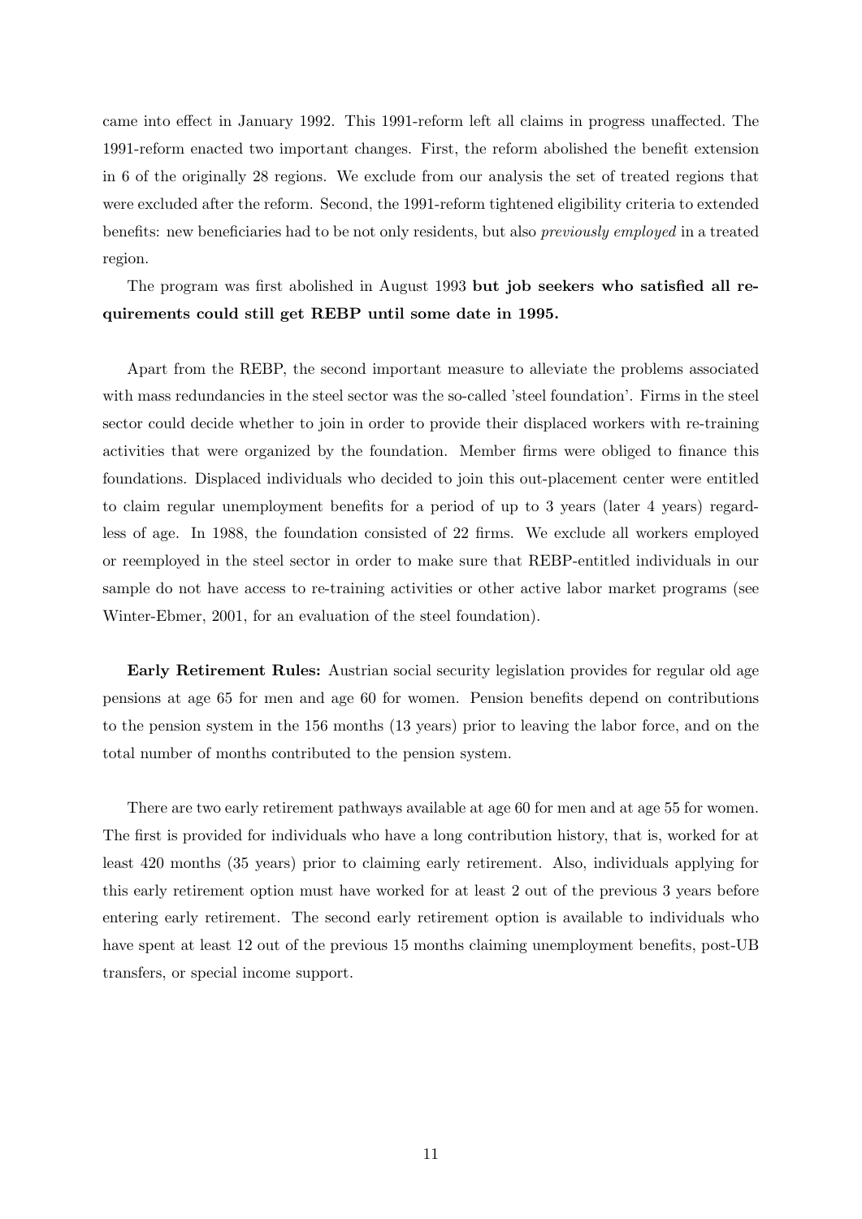came into effect in January 1992. This 1991-reform left all claims in progress unaffected. The 1991-reform enacted two important changes. First, the reform abolished the benefit extension in 6 of the originally 28 regions. We exclude from our analysis the set of treated regions that were excluded after the reform. Second, the 1991-reform tightened eligibility criteria to extended benefits: new beneficiaries had to be not only residents, but also *previously employed* in a treated region.

The program was first abolished in August 1993 **but job seekers who satisfied all requirements could still get REBP until some date in 1995.**

Apart from the REBP, the second important measure to alleviate the problems associated with mass redundancies in the steel sector was the so-called 'steel foundation'. Firms in the steel sector could decide whether to join in order to provide their displaced workers with re-training activities that were organized by the foundation. Member firms were obliged to finance this foundations. Displaced individuals who decided to join this out-placement center were entitled to claim regular unemployment benefits for a period of up to 3 years (later 4 years) regardless of age. In 1988, the foundation consisted of 22 firms. We exclude all workers employed or reemployed in the steel sector in order to make sure that REBP-entitled individuals in our sample do not have access to re-training activities or other active labor market programs (see Winter-Ebmer, 2001, for an evaluation of the steel foundation).

**Early Retirement Rules:** Austrian social security legislation provides for regular old age pensions at age 65 for men and age 60 for women. Pension benefits depend on contributions to the pension system in the 156 months (13 years) prior to leaving the labor force, and on the total number of months contributed to the pension system.

There are two early retirement pathways available at age 60 for men and at age 55 for women. The first is provided for individuals who have a long contribution history, that is, worked for at least 420 months (35 years) prior to claiming early retirement. Also, individuals applying for this early retirement option must have worked for at least 2 out of the previous 3 years before entering early retirement. The second early retirement option is available to individuals who have spent at least 12 out of the previous 15 months claiming unemployment benefits, post-UB transfers, or special income support.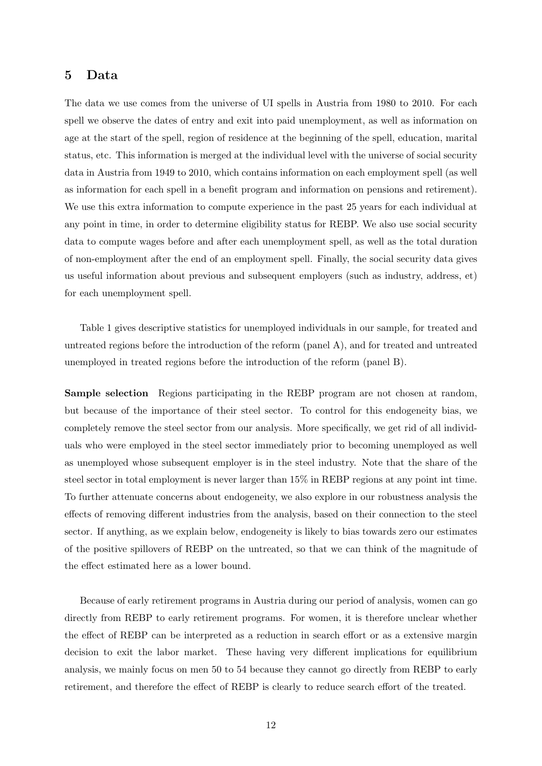## 5 Data

The data we use comes from the universe of UI spells in Austria from 1980 to 2010. For each spell we observe the dates of entry and exit into paid unemployment, as well as information on age at the start of the spell, region of residence at the beginning of the spell, education, marital status, etc. This information is merged at the individual level with the universe of social security data in Austria from 1949 to 2010, which contains information on each employment spell (as well as information for each spell in a benefit program and information on pensions and retirement). We use this extra information to compute experience in the past 25 years for each individual at any point in time, in order to determine eligibility status for REBP. We also use social security data to compute wages before and after each unemployment spell, as well as the total duration of non-employment after the end of an employment spell. Finally, the social security data gives us useful information about previous and subsequent employers (such as industry, address, et) for each unemployment spell.

Table 1 gives descriptive statistics for unemployed individuals in our sample, for treated and untreated regions before the introduction of the reform (panel A), and for treated and untreated unemployed in treated regions before the introduction of the reform (panel B).

**Sample selection** Regions participating in the REBP program are not chosen at random, but because of the importance of their steel sector. To control for this endogeneity bias, we completely remove the steel sector from our analysis. More specifically, we get rid of all individuals who were employed in the steel sector immediately prior to becoming unemployed as well as unemployed whose subsequent employer is in the steel industry. Note that the share of the steel sector in total employment is never larger than 15% in REBP regions at any point int time. To further attenuate concerns about endogeneity, we also explore in our robustness analysis the effects of removing different industries from the analysis, based on their connection to the steel sector. If anything, as we explain below, endogeneity is likely to bias towards zero our estimates of the positive spillovers of REBP on the untreated, so that we can think of the magnitude of the effect estimated here as a lower bound.

Because of early retirement programs in Austria during our period of analysis, women can go directly from REBP to early retirement programs. For women, it is therefore unclear whether the effect of REBP can be interpreted as a reduction in search effort or as a extensive margin decision to exit the labor market. These having very different implications for equilibrium analysis, we mainly focus on men 50 to 54 because they cannot go directly from REBP to early retirement, and therefore the effect of REBP is clearly to reduce search effort of the treated.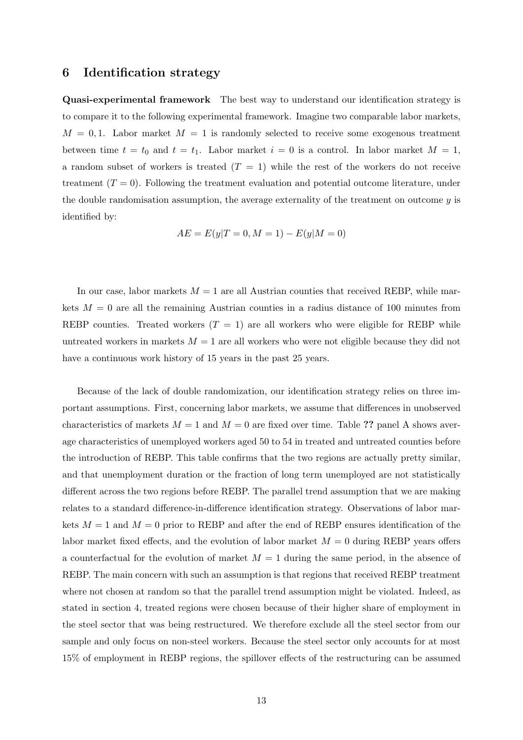## 6 Identification strategy

**Quasi-experimental framework** The best way to understand our identification strategy is to compare it to the following experimental framework. Imagine two comparable labor markets, $M = 0, 1$. Labor market $M = 1$ is randomly selected to receive some exogenous treatment between time $t = t_0$ and $t = t_1$. Labor market $i = 0$ is a control. In labor market $M = 1$, a random subset of workers is treated ($T = 1$) while the rest of the workers do not receive treatment ($T = 0$). Following the treatment evaluation and potential outcome literature, under the double randomisation assumption, the average externality of the treatment on outcome $y$ is identified by:

$$AE = E(y|T = 0, M = 1) - E(y|M = 0)$$

In our case, labor markets $M = 1$ are all Austrian counties that received REBP, while markets $M = 0$ are all the remaining Austrian counties in a radius distance of 100 minutes from REBP counties. Treated workers ($T = 1$) are all workers who were eligible for REBP while untreated workers in markets $M = 1$ are all workers who were not eligible because they did not have a continuous work history of 15 years in the past 25 years.

Because of the lack of double randomization, our identification strategy relies on three important assumptions. First, concerning labor markets, we assume that differences in unobserved characteristics of markets $M = 1$ and $M = 0$ are fixed over time. Table **??** panel A shows average characteristics of unemployed workers aged 50 to 54 in treated and untreated counties before the introduction of REBP. This table confirms that the two regions are actually pretty similar, and that unemployment duration or the fraction of long term unemployed are not statistically different across the two regions before REBP. The parallel trend assumption that we are making relates to a standard difference-in-difference identification strategy. Observations of labor markets $M = 1$ and $M = 0$ prior to REBP and after the end of REBP ensures identification of the labor market fixed effects, and the evolution of labor market $M = 0$ during REBP years offers a counterfactual for the evolution of market $M = 1$ during the same period, in the absence of REBP. The main concern with such an assumption is that regions that received REBP treatment where not chosen at random so that the parallel trend assumption might be violated. Indeed, as stated in section 4, treated regions were chosen because of their higher share of employment in the steel sector that was being restructured. We therefore exclude all the steel sector from our sample and only focus on non-steel workers. Because the steel sector only accounts for at most 15% of employment in REBP regions, the spillover effects of the restructuring can be assumed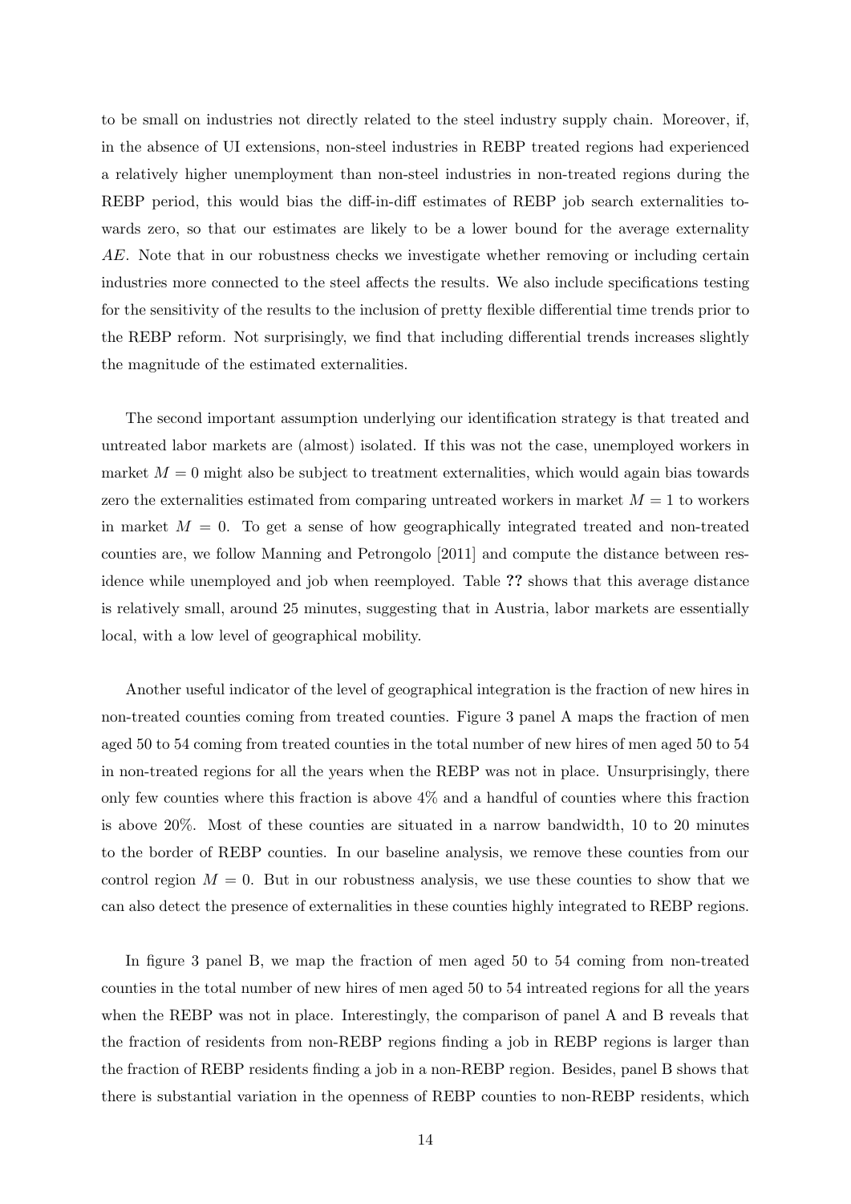to be small on industries not directly related to the steel industry supply chain. Moreover, if, in the absence of UI extensions, non-steel industries in REBP treated regions had experienced a relatively higher unemployment than non-steel industries in non-treated regions during the REBP period, this would bias the diff-in-diff estimates of REBP job search externalities towards zero, so that our estimates are likely to be a lower bound for the average externality $AE$. Note that in our robustness checks we investigate whether removing or including certain industries more connected to the steel affects the results. We also include specifications testing for the sensitivity of the results to the inclusion of pretty flexible differential time trends prior to the REBP reform. Not surprisingly, we find that including differential trends increases slightly the magnitude of the estimated externalities.

The second important assumption underlying our identification strategy is that treated and untreated labor markets are (almost) isolated. If this was not the case, unemployed workers in market $M = 0$ might also be subject to treatment externalities, which would again bias towards zero the externalities estimated from comparing untreated workers in market $M = 1$ to workers in market $M = 0$. To get a sense of how geographically integrated treated and non-treated counties are, we follow Manning and Petrongolo [2011] and compute the distance between residence while unemployed and job when reemployed. Table **??** shows that this average distance is relatively small, around 25 minutes, suggesting that in Austria, labor markets are essentially local, with a low level of geographical mobility.

Another useful indicator of the level of geographical integration is the fraction of new hires in non-treated counties coming from treated counties. Figure 3 panel A maps the fraction of men aged 50 to 54 coming from treated counties in the total number of new hires of men aged 50 to 54 in non-treated regions for all the years when the REBP was not in place. Unsurprisingly, there only few counties where this fraction is above 4% and a handful of counties where this fraction is above 20%. Most of these counties are situated in a narrow bandwidth, 10 to 20 minutes to the border of REBP counties. In our baseline analysis, we remove these counties from our control region $M = 0$. But in our robustness analysis, we use these counties to show that we can also detect the presence of externalities in these counties highly integrated to REBP regions.

In figure 3 panel B, we map the fraction of men aged 50 to 54 coming from non-treated counties in the total number of new hires of men aged 50 to 54 intreated regions for all the years when the REBP was not in place. Interestingly, the comparison of panel A and B reveals that the fraction of residents from non-REBP regions finding a job in REBP regions is larger than the fraction of REBP residents finding a job in a non-REBP region. Besides, panel B shows that there is substantial variation in the openness of REBP counties to non-REBP residents, which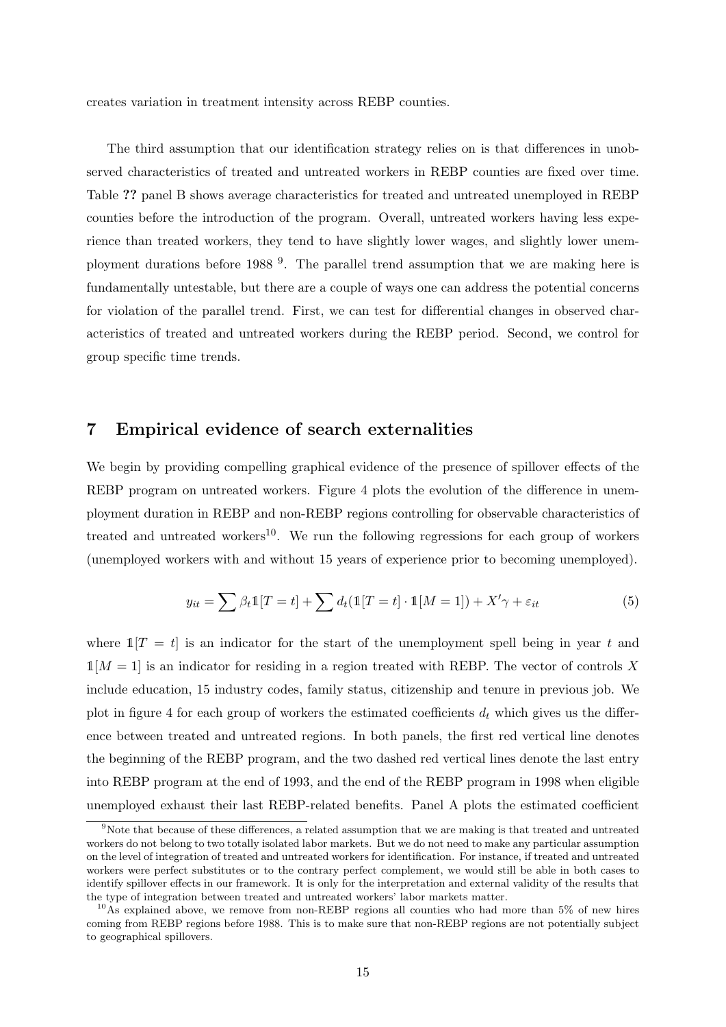creates variation in treatment intensity across REBP counties.

The third assumption that our identification strategy relies on is that differences in unobserved characteristics of treated and untreated workers in REBP counties are fixed over time. Table ?? panel B shows average characteristics for treated and untreated unemployed in REBP counties before the introduction of the program. Overall, untreated workers having less experience than treated workers, they tend to have slightly lower wages, and slightly lower unemployment durations before 1988 [9]. The parallel trend assumption that we are making here is fundamentally untestable, but there are a couple of ways one can address the potential concerns for violation of the parallel trend. First, we can test for differential changes in observed characteristics of treated and untreated workers during the REBP period. Second, we control for group specific time trends.

## 7 Empirical evidence of search externalities

We begin by providing compelling graphical evidence of the presence of spillover effects of the REBP program on untreated workers. Figure 4 plots the evolution of the difference in unemployment duration in REBP and non-REBP regions controlling for observable characteristics of treated and untreated workers[10]. We run the following regressions for each group of workers (unemployed workers with and without 15 years of experience prior to becoming unemployed).

$$y_{it} = \sum \beta_t \mathbb{1}[T = t] + \sum d_t(\mathbb{1}[T = t] \cdot \mathbb{1}[M = 1]) + X'\gamma + \varepsilon_{it} \tag{5}$$

where $\mathbb{1}[T = t]$ is an indicator for the start of the unemployment spell being in year $t$ and $\mathbb{1}[M = 1]$ is an indicator for residing in a region treated with REBP. The vector of controls $X$ include education, 15 industry codes, family status, citizenship and tenure in previous job. We plot in figure 4 for each group of workers the estimated coefficients $d_t$ which gives us the difference between treated and untreated regions. In both panels, the first red vertical line denotes the beginning of the REBP program, and the two dashed red vertical lines denote the last entry into REBP program at the end of 1993, and the end of the REBP program in 1998 when eligible unemployed exhaust their last REBP-related benefits. Panel A plots the estimated coefficient

[9] Note that because of these differences, a related assumption that we are making is that treated and untreated workers do not belong to two totally isolated labor markets. But we do not need to make any particular assumption on the level of integration of treated and untreated workers for identification. For instance, if treated and untreated workers were perfect substitutes or to the contrary perfect complement, we would still be able in both cases to identify spillover effects in our framework. It is only for the interpretation and external validity of the results that the type of integration between treated and untreated workers' labor markets matter.

[10] As explained above, we remove from non-REBP regions all counties who had more than 5% of new hires coming from REBP regions before 1988. This is to make sure that non-REBP regions are not potentially subject to geographical spillovers.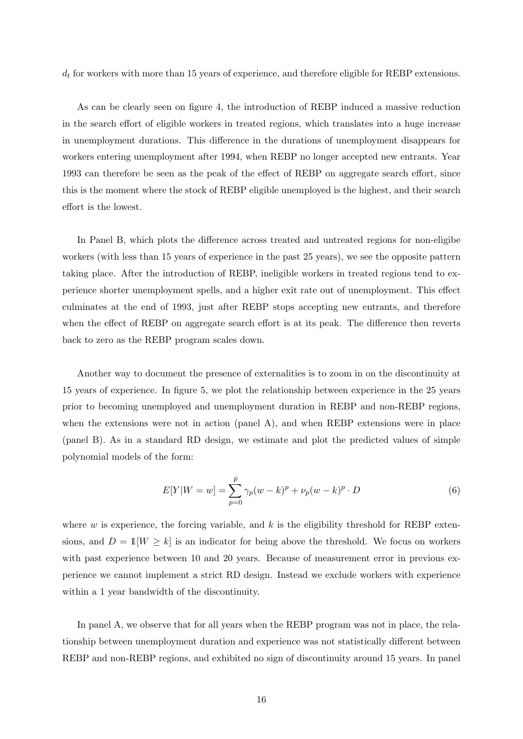$d_t$ for workers with more than 15 years of experience, and therefore eligible for REBP extensions.

As can be clearly seen on figure 4, the introduction of REBP induced a massive reduction in the search effort of eligible workers in treated regions, which translates into a huge increase in unemployment durations. This difference in the durations of unemployment disappears for workers entering unemployment after 1994, when REBP no longer accepted new entrants. Year 1993 can therefore be seen as the peak of the effect of REBP on aggregate search effort, since this is the moment where the stock of REBP eligible unemployed is the highest, and their search effort is the lowest.

In Panel B, which plots the difference across treated and untreated regions for non-eligibe workers (with less than 15 years of experience in the past 25 years), we see the opposite pattern taking place. After the introduction of REBP, ineligible workers in treated regions tend to experience shorter unemployment spells, and a higher exit rate out of unemployment. This effect culminates at the end of 1993, just after REBP stops accepting new entrants, and therefore when the effect of REBP on aggregate search effort is at its peak. The difference then reverts back to zero as the REBP program scales down.

Another way to document the presence of externalities is to zoom in on the discontinuity at 15 years of experience. In figure 5, we plot the relationship between experience in the 25 years prior to becoming unemployed and unemployment duration in REBP and non-REBP regions, when the extensions were not in action (panel A), and when REBP extensions were in place (panel B). As in a standard RD design, we estimate and plot the predicted values of simple polynomial models of the form:

$$E[Y|W = w] = \sum_{p=0}^{\bar{p}} \gamma_p (w - k)^p + \nu_p (w - k)^p \cdot D \tag{6}$$

where $w$ is experience, the forcing variable, and $k$ is the eligibility threshold for REBP extensions, and $D = \mathbb{1}[W \geq k]$ is an indicator for being above the threshold. We focus on workers with past experience between 10 and 20 years. Because of measurement error in previous experience we cannot implement a strict RD design. Instead we exclude workers with experience within a 1 year bandwidth of the discontinuity.

In panel A, we observe that for all years when the REBP program was not in place, the relationship between unemployment duration and experience was not statistically different between REBP and non-REBP regions, and exhibited no sign of discontinuity around 15 years. In panel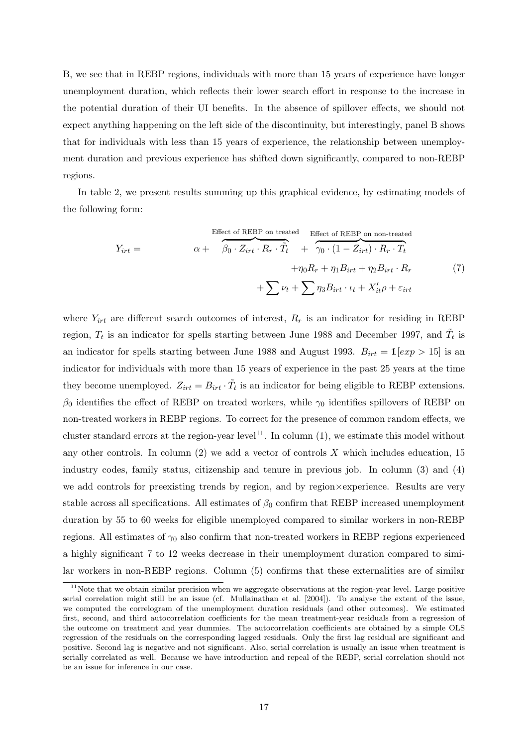B, we see that in REBP regions, individuals with more than 15 years of experience have longer unemployment duration, which reflects their lower search effort in response to the increase in the potential duration of their UI benefits. In the absence of spillover effects, we should not expect anything happening on the left side of the discontinuity, but interestingly, panel B shows that for individuals with less than 15 years of experience, the relationship between unemployment duration and previous experience has shifted down significantly, compared to non-REBP regions.

In table 2, we present results summing up this graphical evidence, by estimating models of the following form:

$$
\begin{aligned}
Y_{irt} = \quad & \alpha + \overbrace{\beta_0 \cdot Z_{irt} \cdot R_r \cdot \tilde{T}_t}^{\text{Effect of REBP on treated}} + \overbrace{\gamma_0 \cdot (1 - Z_{irt}) \cdot R_r \cdot T_t}^{\text{Effect of REBP on non-treated}} \\
& + \eta_0 R_r + \eta_1 B_{irt} + \eta_2 B_{irt} \cdot R_r \\
& + \sum \nu_t + \sum \eta_3 B_{irt} \cdot \iota_t + X_{it}' \rho + \varepsilon_{irt}
\end{aligned} \tag{7}
$$

where $Y_{irt}$ are different search outcomes of interest, $R_r$ is an indicator for residing in REBP region, $T_t$ is an indicator for spells starting between June 1988 and December 1997, and $\tilde{T}_t$ is an indicator for spells starting between June 1988 and August 1993. $B_{irt} = \mathbb{1}[exp > 15]$ is an indicator for individuals with more than 15 years of experience in the past 25 years at the time they become unemployed. $Z_{irt} = B_{irt} \cdot \tilde{T}_t$ is an indicator for being eligible to REBP extensions. $\beta_0$ identifies the effect of REBP on treated workers, while $\gamma_0$ identifies spillovers of REBP on non-treated workers in REBP regions. To correct for the presence of common random effects, we cluster standard errors at the region-year level[11]. In column (1), we estimate this model without any other controls. In column (2) we add a vector of controls $X$ which includes education, 15 industry codes, family status, citizenship and tenure in previous job. In column (3) and (4) we add controls for preexisting trends by region, and by region×experience. Results are very stable across all specifications. All estimates of $\beta_0$ confirm that REBP increased unemployment duration by 55 to 60 weeks for eligible unemployed compared to similar workers in non-REBP regions. All estimates of $\gamma_0$ also confirm that non-treated workers in REBP regions experienced a highly significant 7 to 12 weeks decrease in their unemployment duration compared to similar workers in non-REBP regions. Column (5) confirms that these externalities are of similar

[11] Note that we obtain similar precision when we aggregate observations at the region-year level. Large positive serial correlation might still be an issue (cf. Mullainathan et al. [2004]). To analyse the extent of the issue, we computed the correlogram of the unemployment duration residuals (and other outcomes). We estimated first, second, and third autocorrelation coefficients for the mean treatment-year residuals from a regression of the outcome on treatment and year dummies. The autocorrelation coefficients are obtained by a simple OLS regression of the residuals on the corresponding lagged residuals. Only the first lag residual are significant and positive. Second lag is negative and not significant. Also, serial correlation is usually an issue when treatment is serially correlated as well. Because we have introduction and repeal of the REBP, serial correlation should not be an issue for inference in our case.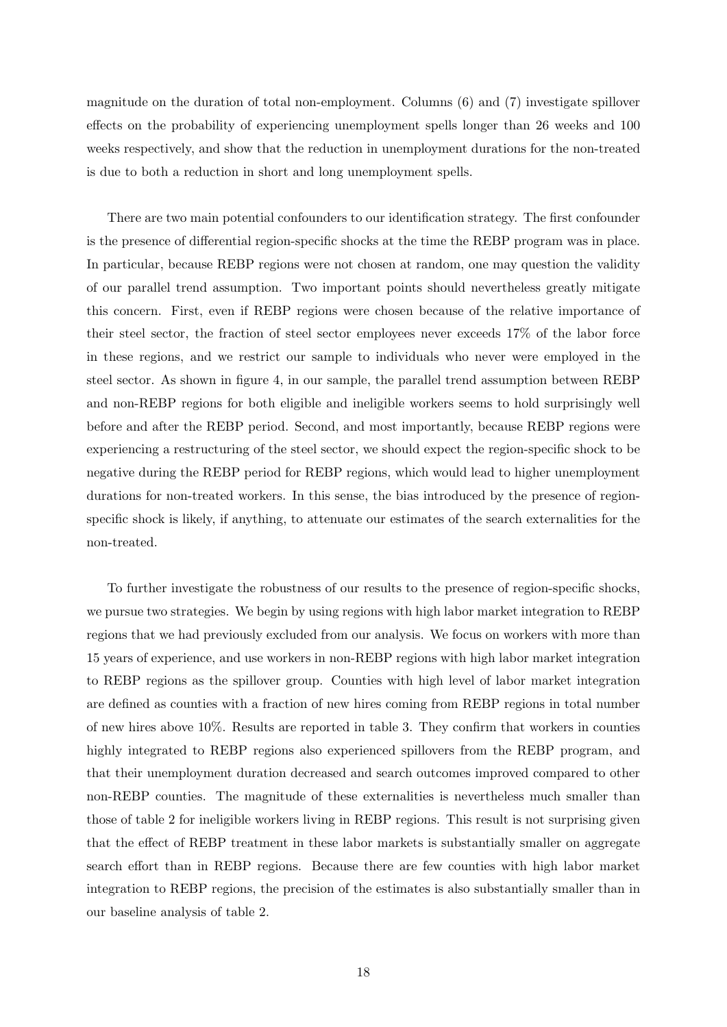magnitude on the duration of total non-employment. Columns (6) and (7) investigate spillover effects on the probability of experiencing unemployment spells longer than 26 weeks and 100 weeks respectively, and show that the reduction in unemployment durations for the non-treated is due to both a reduction in short and long unemployment spells.

There are two main potential confounders to our identification strategy. The first confounder is the presence of differential region-specific shocks at the time the REBP program was in place. In particular, because REBP regions were not chosen at random, one may question the validity of our parallel trend assumption. Two important points should nevertheless greatly mitigate this concern. First, even if REBP regions were chosen because of the relative importance of their steel sector, the fraction of steel sector employees never exceeds 17% of the labor force in these regions, and we restrict our sample to individuals who never were employed in the steel sector. As shown in figure 4, in our sample, the parallel trend assumption between REBP and non-REBP regions for both eligible and ineligible workers seems to hold surprisingly well before and after the REBP period. Second, and most importantly, because REBP regions were experiencing a restructuring of the steel sector, we should expect the region-specific shock to be negative during the REBP period for REBP regions, which would lead to higher unemployment durations for non-treated workers. In this sense, the bias introduced by the presence of region-specific shock is likely, if anything, to attenuate our estimates of the search externalities for the non-treated.

To further investigate the robustness of our results to the presence of region-specific shocks, we pursue two strategies. We begin by using regions with high labor market integration to REBP regions that we had previously excluded from our analysis. We focus on workers with more than 15 years of experience, and use workers in non-REBP regions with high labor market integration to REBP regions as the spillover group. Counties with high level of labor market integration are defined as counties with a fraction of new hires coming from REBP regions in total number of new hires above 10%. Results are reported in table 3. They confirm that workers in counties highly integrated to REBP regions also experienced spillovers from the REBP program, and that their unemployment duration decreased and search outcomes improved compared to other non-REBP counties. The magnitude of these externalities is nevertheless much smaller than those of table 2 for ineligible workers living in REBP regions. This result is not surprising given that the effect of REBP treatment in these labor markets is substantially smaller on aggregate search effort than in REBP regions. Because there are few counties with high labor market integration to REBP regions, the precision of the estimates is also substantially smaller than in our baseline analysis of table 2.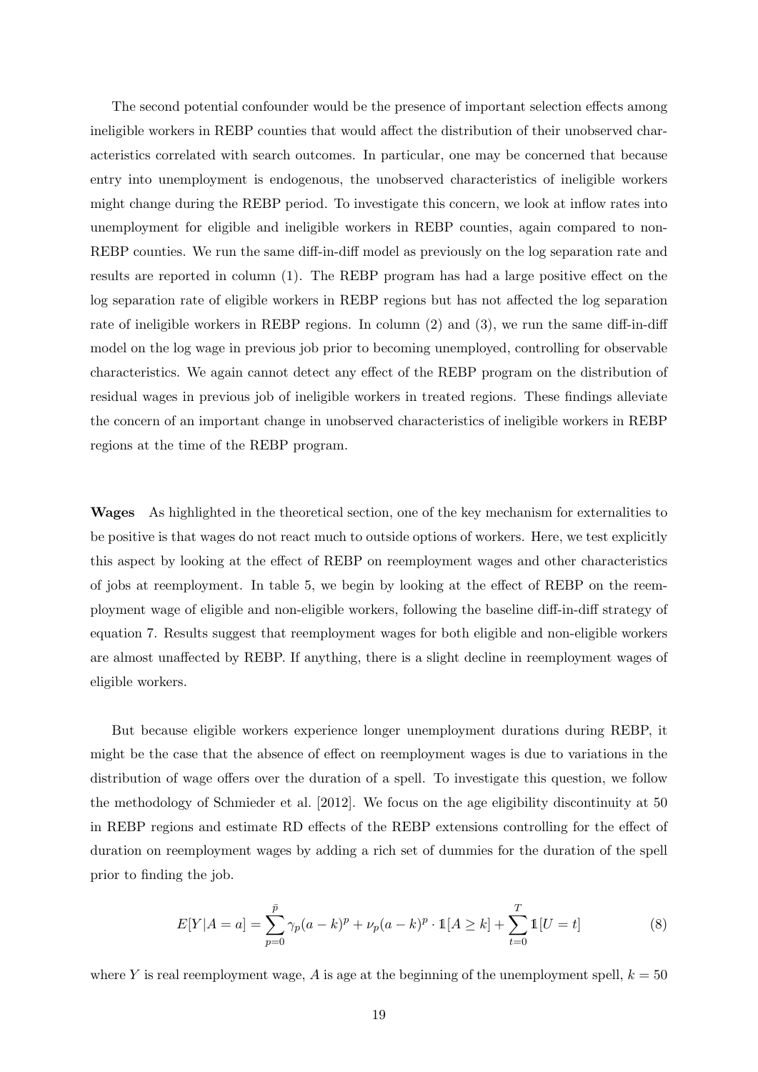The second potential confounder would be the presence of important selection effects among ineligible workers in REBP counties that would affect the distribution of their unobserved characteristics correlated with search outcomes. In particular, one may be concerned that because entry into unemployment is endogenous, the unobserved characteristics of ineligible workers might change during the REBP period. To investigate this concern, we look at inflow rates into unemployment for eligible and ineligible workers in REBP counties, again compared to non-REBP counties. We run the same diff-in-diff model as previously on the log separation rate and results are reported in column (1). The REBP program has had a large positive effect on the log separation rate of eligible workers in REBP regions but has not affected the log separation rate of ineligible workers in REBP regions. In column (2) and (3), we run the same diff-in-diff model on the log wage in previous job prior to becoming unemployed, controlling for observable characteristics. We again cannot detect any effect of the REBP program on the distribution of residual wages in previous job of ineligible workers in treated regions. These findings alleviate the concern of an important change in unobserved characteristics of ineligible workers in REBP regions at the time of the REBP program.

**Wages** As highlighted in the theoretical section, one of the key mechanism for externalities to be positive is that wages do not react much to outside options of workers. Here, we test explicitly this aspect by looking at the effect of REBP on reemployment wages and other characteristics of jobs at reemployment. In table 5, we begin by looking at the effect of REBP on the reemployment wage of eligible and non-eligible workers, following the baseline diff-in-diff strategy of equation 7. Results suggest that reemployment wages for both eligible and non-eligible workers are almost unaffected by REBP. If anything, there is a slight decline in reemployment wages of eligible workers.

But because eligible workers experience longer unemployment durations during REBP, it might be the case that the absence of effect on reemployment wages is due to variations in the distribution of wage offers over the duration of a spell. To investigate this question, we follow the methodology of Schmieder et al. [2012]. We focus on the age eligibility discontinuity at 50 in REBP regions and estimate RD effects of the REBP extensions controlling for the effect of duration on reemployment wages by adding a rich set of dummies for the duration of the spell prior to finding the job.

$$E[Y|A=a] = \sum_{p=0}^{\bar{p}} \gamma_p (a-k)^p + \nu_p (a-k)^p \cdot \mathbb{1}[A \geq k] + \sum_{t=0}^{T} \mathbb{1}[U=t] \tag{8}$$

where $Y$ is real reemployment wage, $A$ is age at the beginning of the unemployment spell, $k = 50$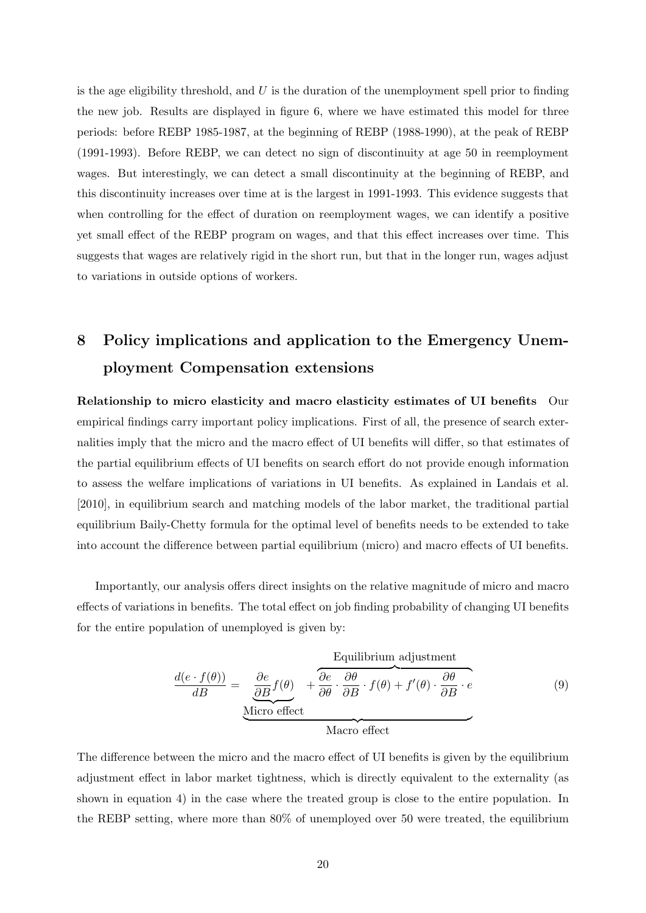is the age eligibility threshold, and $U$ is the duration of the unemployment spell prior to finding the new job. Results are displayed in figure 6, where we have estimated this model for three periods: before REBP 1985-1987, at the beginning of REBP (1988-1990), at the peak of REBP (1991-1993). Before REBP, we can detect no sign of discontinuity at age 50 in reemployment wages. But interestingly, we can detect a small discontinuity at the beginning of REBP, and this discontinuity increases over time at is the largest in 1991-1993. This evidence suggests that when controlling for the effect of duration on reemployment wages, we can identify a positive yet small effect of the REBP program on wages, and that this effect increases over time. This suggests that wages are relatively rigid in the short run, but that in the longer run, wages adjust to variations in outside options of workers.

# 8 Policy implications and application to the Emergency Unemployment Compensation extensions

**Relationship to micro elasticity and macro elasticity estimates of UI benefits** Our empirical findings carry important policy implications. First of all, the presence of search externalities imply that the micro and the macro effect of UI benefits will differ, so that estimates of the partial equilibrium effects of UI benefits on search effort do not provide enough information to assess the welfare implications of variations in UI benefits. As explained in Landais et al. [2010], in equilibrium search and matching models of the labor market, the traditional partial equilibrium Baily-Chetty formula for the optimal level of benefits needs to be extended to take into account the difference between partial equilibrium (micro) and macro effects of UI benefits.

Importantly, our analysis offers direct insights on the relative magnitude of micro and macro effects of variations in benefits. The total effect on job finding probability of changing UI benefits for the entire population of unemployed is given by:

$$\frac{d(e \cdot f(\theta))}{dB} = \underbrace{\underbrace{\frac{\partial e}{\partial B} f(\theta)}_{\text{Micro effect}} + \overbrace{\frac{\partial e}{\partial \theta} \cdot \frac{\partial \theta}{\partial B} \cdot f(\theta) + f'(\theta) \cdot \frac{\partial \theta}{\partial B} \cdot e}^{\text{Equilibrium adjustment}}}_{\text{Macro effect}} \tag{9}$$

The difference between the micro and the macro effect of UI benefits is given by the equilibrium adjustment effect in labor market tightness, which is directly equivalent to the externality (as shown in equation 4) in the case where the treated group is close to the entire population. In the REBP setting, where more than 80% of unemployed over 50 were treated, the equilibrium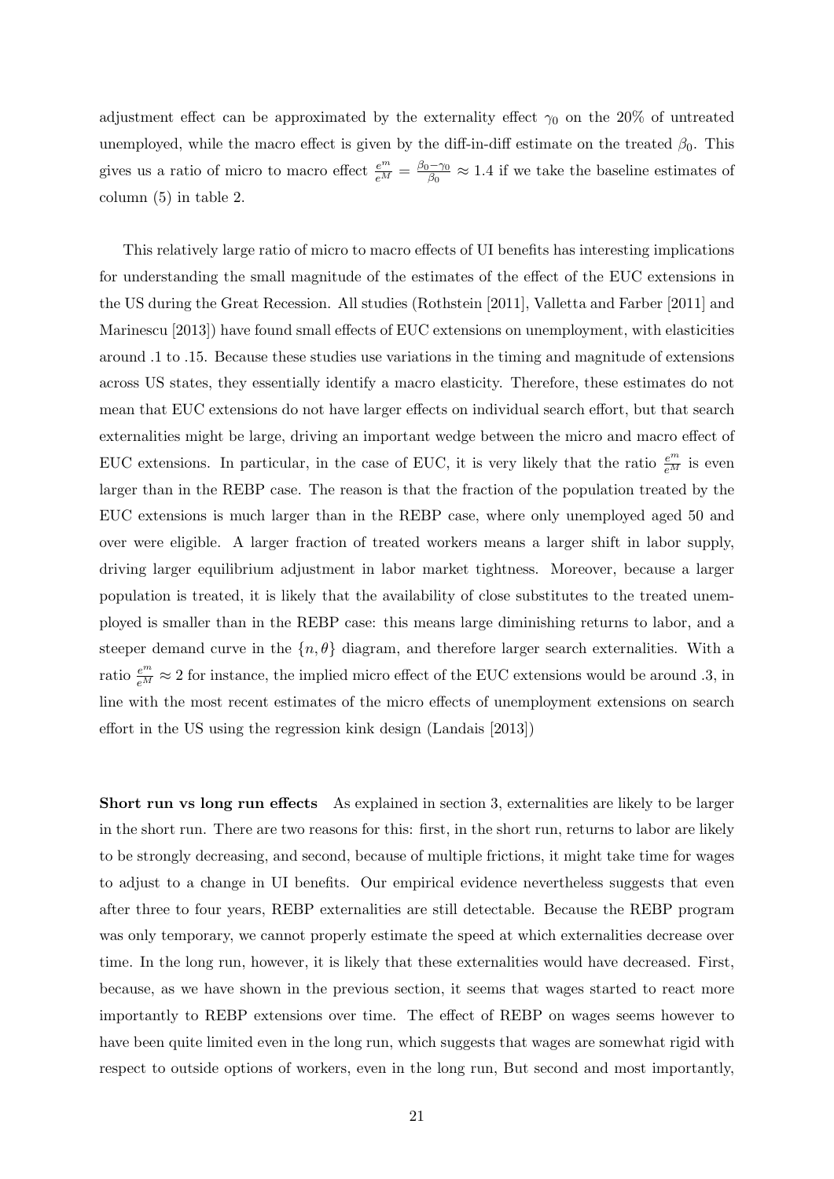adjustment effect can be approximated by the externality effect $\gamma_0$ on the 20% of untreated unemployed, while the macro effect is given by the diff-in-diff estimate on the treated $\beta_0$. This gives us a ratio of micro to macro effect $\frac{e^m}{e^M} = \frac{\beta_0 - \gamma_0}{\beta_0} \approx 1.4$ if we take the baseline estimates of column (5) in table 2.

This relatively large ratio of micro to macro effects of UI benefits has interesting implications for understanding the small magnitude of the estimates of the effect of the EUC extensions in the US during the Great Recession. All studies (Rothstein [2011], Valletta and Farber [2011] and Marinescu [2013]) have found small effects of EUC extensions on unemployment, with elasticities around .1 to .15. Because these studies use variations in the timing and magnitude of extensions across US states, they essentially identify a macro elasticity. Therefore, these estimates do not mean that EUC extensions do not have larger effects on individual search effort, but that search externalities might be large, driving an important wedge between the micro and macro effect of EUC extensions. In particular, in the case of EUC, it is very likely that the ratio $\frac{e^m}{e^M}$ is even larger than in the REBP case. The reason is that the fraction of the population treated by the EUC extensions is much larger than in the REBP case, where only unemployed aged 50 and over were eligible. A larger fraction of treated workers means a larger shift in labor supply, driving larger equilibrium adjustment in labor market tightness. Moreover, because a larger population is treated, it is likely that the availability of close substitutes to the treated unemployed is smaller than in the REBP case: this means large diminishing returns to labor, and a steeper demand curve in the $\{n, \theta\}$ diagram, and therefore larger search externalities. With a ratio $\frac{e^m}{e^M} \approx 2$ for instance, the implied micro effect of the EUC extensions would be around .3, in line with the most recent estimates of the micro effects of unemployment extensions on search effort in the US using the regression kink design (Landais [2013])

**Short run vs long run effects** As explained in section 3, externalities are likely to be larger in the short run. There are two reasons for this: first, in the short run, returns to labor are likely to be strongly decreasing, and second, because of multiple frictions, it might take time for wages to adjust to a change in UI benefits. Our empirical evidence nevertheless suggests that even after three to four years, REBP externalities are still detectable. Because the REBP program was only temporary, we cannot properly estimate the speed at which externalities decrease over time. In the long run, however, it is likely that these externalities would have decreased. First, because, as we have shown in the previous section, it seems that wages started to react more importantly to REBP extensions over time. The effect of REBP on wages seems however to have been quite limited even in the long run, which suggests that wages are somewhat rigid with respect to outside options of workers, even in the long run, But second and most importantly,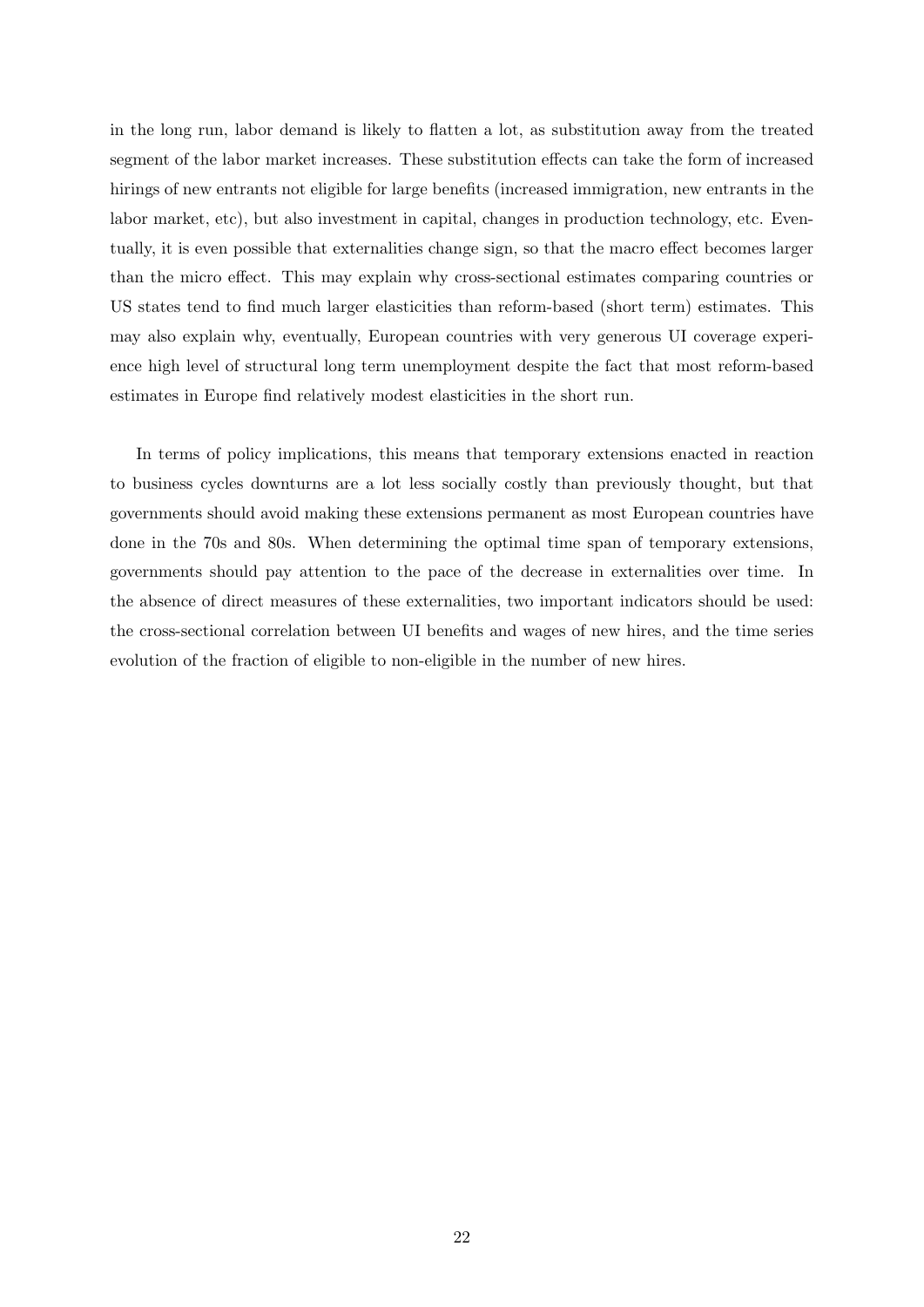in the long run, labor demand is likely to flatten a lot, as substitution away from the treated segment of the labor market increases. These substitution effects can take the form of increased hirings of new entrants not eligible for large benefits (increased immigration, new entrants in the labor market, etc), but also investment in capital, changes in production technology, etc. Eventually, it is even possible that externalities change sign, so that the macro effect becomes larger than the micro effect. This may explain why cross-sectional estimates comparing countries or US states tend to find much larger elasticities than reform-based (short term) estimates. This may also explain why, eventually, European countries with very generous UI coverage experience high level of structural long term unemployment despite the fact that most reform-based estimates in Europe find relatively modest elasticities in the short run.

In terms of policy implications, this means that temporary extensions enacted in reaction to business cycles downturns are a lot less socially costly than previously thought, but that governments should avoid making these extensions permanent as most European countries have done in the 70s and 80s. When determining the optimal time span of temporary extensions, governments should pay attention to the pace of the decrease in externalities over time. In the absence of direct measures of these externalities, two important indicators should be used: the cross-sectional correlation between UI benefits and wages of new hires, and the time series evolution of the fraction of eligible to non-eligible in the number of new hires.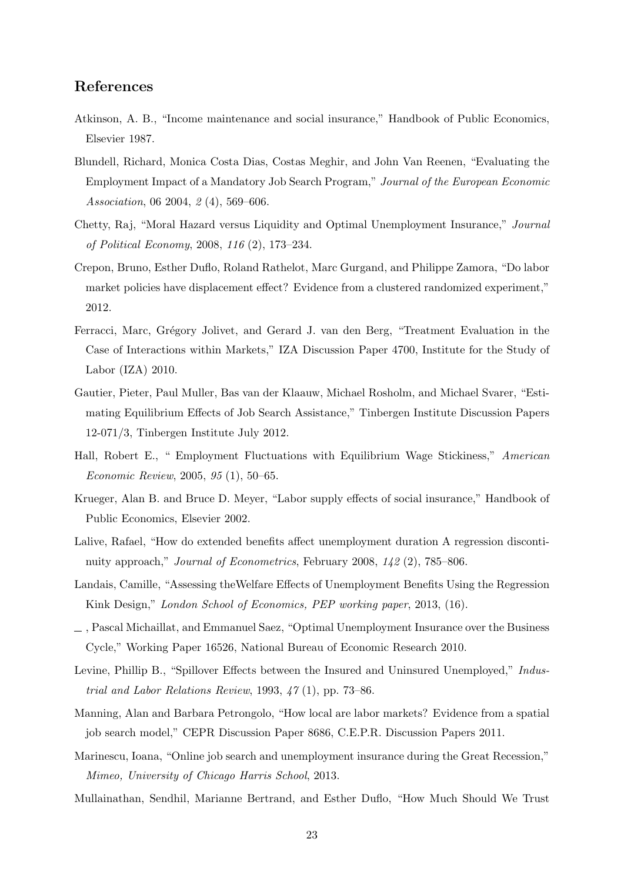## References

Atkinson, A. B., "Income maintenance and social insurance," Handbook of Public Economics, Elsevier 1987.

Blundell, Richard, Monica Costa Dias, Costas Meghir, and John Van Reenen, "Evaluating the Employment Impact of a Mandatory Job Search Program," *Journal of the European Economic Association*, 06 2004, *2* (4), 569–606.

Chetty, Raj, "Moral Hazard versus Liquidity and Optimal Unemployment Insurance," *Journal of Political Economy*, 2008, *116* (2), 173–234.

Crepon, Bruno, Esther Duflo, Roland Rathelot, Marc Gurgand, and Philippe Zamora, "Do labor market policies have displacement effect? Evidence from a clustered randomized experiment," 2012.

Ferracci, Marc, Grégory Jolivet, and Gerard J. van den Berg, "Treatment Evaluation in the Case of Interactions within Markets," IZA Discussion Paper 4700, Institute for the Study of Labor (IZA) 2010.

Gautier, Pieter, Paul Muller, Bas van der Klaauw, Michael Rosholm, and Michael Svarer, "Estimating Equilibrium Effects of Job Search Assistance," Tinbergen Institute Discussion Papers 12-071/3, Tinbergen Institute July 2012.

Hall, Robert E., " Employment Fluctuations with Equilibrium Wage Stickiness," *American Economic Review*, 2005, *95* (1), 50–65.

Krueger, Alan B. and Bruce D. Meyer, "Labor supply effects of social insurance," Handbook of Public Economics, Elsevier 2002.

Lalive, Rafael, "How do extended benefits affect unemployment duration A regression discontinuity approach," *Journal of Econometrics*, February 2008, *142* (2), 785–806.

Landais, Camille, "Assessing theWelfare Effects of Unemployment Benefits Using the Regression Kink Design," *London School of Economics, PEP working paper*, 2013, (16).

_ , Pascal Michaillat, and Emmanuel Saez, "Optimal Unemployment Insurance over the Business Cycle," Working Paper 16526, National Bureau of Economic Research 2010.

Levine, Phillip B., "Spillover Effects between the Insured and Uninsured Unemployed," *Industrial and Labor Relations Review*, 1993, *47* (1), pp. 73–86.

Manning, Alan and Barbara Petrongolo, "How local are labor markets? Evidence from a spatial job search model," CEPR Discussion Paper 8686, C.E.P.R. Discussion Papers 2011.

Marinescu, Ioana, "Online job search and unemployment insurance during the Great Recession," *Mimeo, University of Chicago Harris School*, 2013.

Mullainathan, Sendhil, Marianne Bertrand, and Esther Duflo, "How Much Should We Trust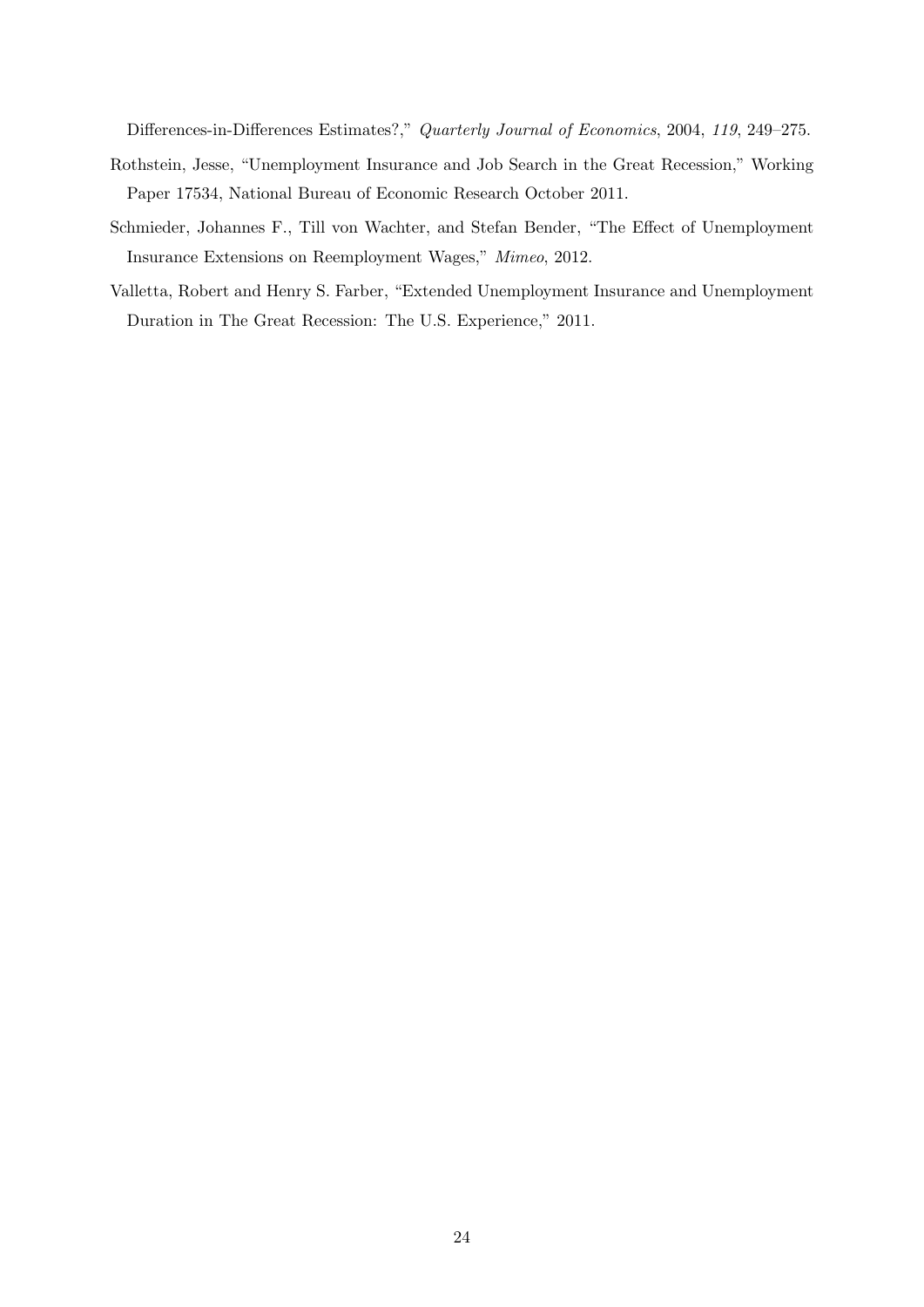Differences-in-Differences Estimates?," *Quarterly Journal of Economics*, 2004, *119*, 249–275.

Rothstein, Jesse, "Unemployment Insurance and Job Search in the Great Recession," Working Paper 17534, National Bureau of Economic Research October 2011.

Schmieder, Johannes F., Till von Wachter, and Stefan Bender, "The Effect of Unemployment Insurance Extensions on Reemployment Wages," *Mimeo*, 2012.

Valletta, Robert and Henry S. Farber, "Extended Unemployment Insurance and Unemployment Duration in The Great Recession: The U.S. Experience," 2011.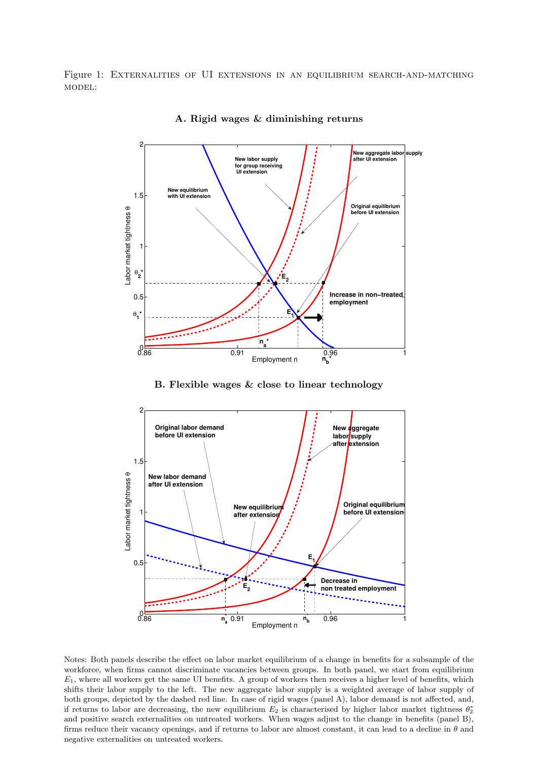Figure 1: EXTERNALITIES OF UI EXTENSIONS IN AN EQUILIBRIUM SEARCH-AND-MATCHING MODEL:

**A. Rigid wages & diminishing returns**

**B. Flexible wages & close to linear technology**

Notes: Both panels describe the effect on labor market equilibrium of a change in benefits for a subsample of the workforce, when firms cannot discriminate vacancies between groups. In both panel, we start from equilibrium $E_1$, where all workers get the same UI benefits. A group of workers then receives a higher level of benefits, which shifts their labor supply to the left. The new aggregate labor supply is a weighted average of labor supply of both groups, depicted by the dashed red line. In case of rigid wages (panel A), labor demand is not affected, and, if returns to labor are decreasing, the new equilibrium $E_2$ is characterised by higher labor market tightness $\theta_2^*$ and positive search externalities on untreated workers. When wages adjust to the change in benefits (panel B), firms reduce their vacancy openings, and if returns to labor are almost constant, it can lead to a decline in $\theta$ and negative externalities on untreated workers.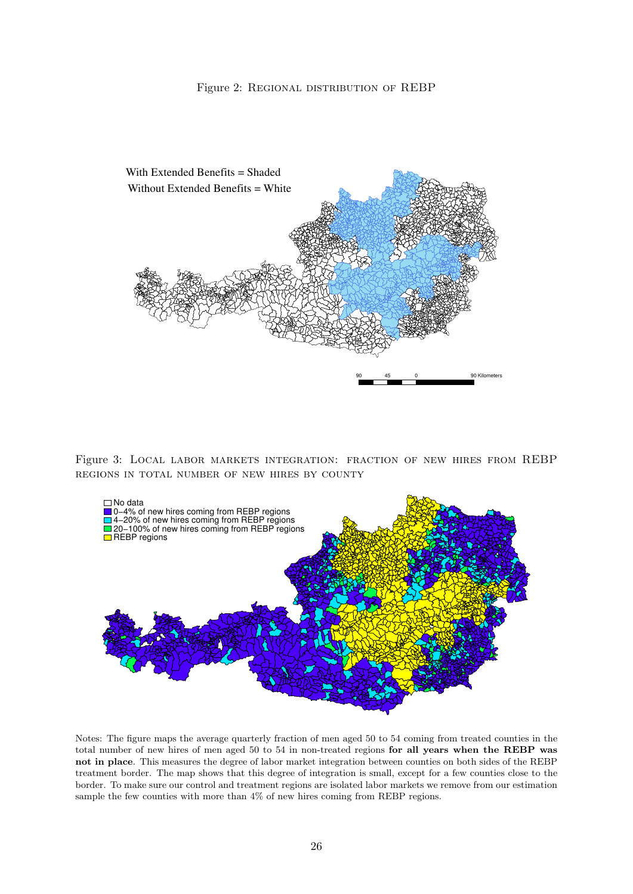Figure 2: Regional distribution of REBP

Figure 3: Local labor markets integration: fraction of new hires from REBP regions in total number of new hires by county

Notes: The figure maps the average quarterly fraction of men aged 50 to 54 coming from treated counties in the total number of new hires of men aged 50 to 54 in non-treated regions **for all years when the REBP was not in place**. This measures the degree of labor market integration between counties on both sides of the REBP treatment border. The map shows that this degree of integration is small, except for a few counties close to the border. To make sure our control and treatment regions are isolated labor markets we remove from our estimation sample the few counties with more than 4% of new hires coming from REBP regions.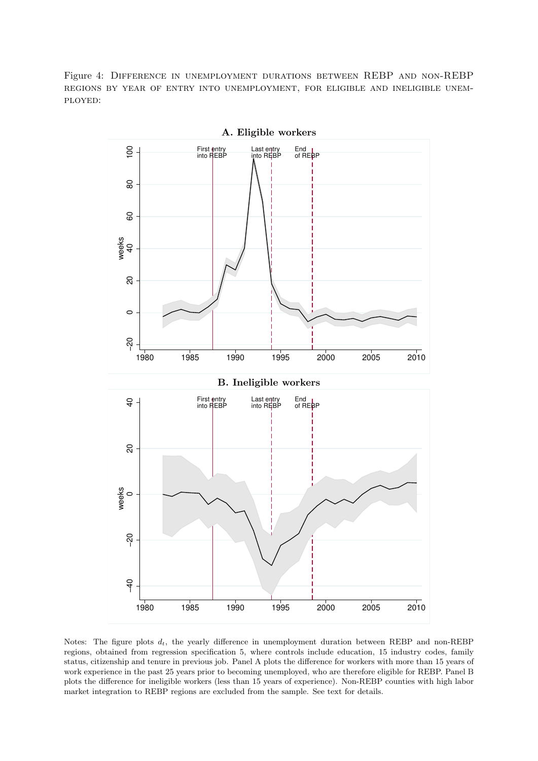Figure 4: Difference in unemployment durations between REBP and non-REBP regions by year of entry into unemployment, for eligible and ineligible unemployed:

Notes: The figure plots $d_t$, the yearly difference in unemployment duration between REBP and non-REBP regions, obtained from regression specification 5, where controls include education, 15 industry codes, family status, citizenship and tenure in previous job. Panel A plots the difference for workers with more than 15 years of work experience in the past 25 years prior to becoming unemployed, who are therefore eligible for REBP. Panel B plots the difference for ineligible workers (less than 15 years of experience). Non-REBP counties with high labor market integration to REBP regions are excluded from the sample. See text for details.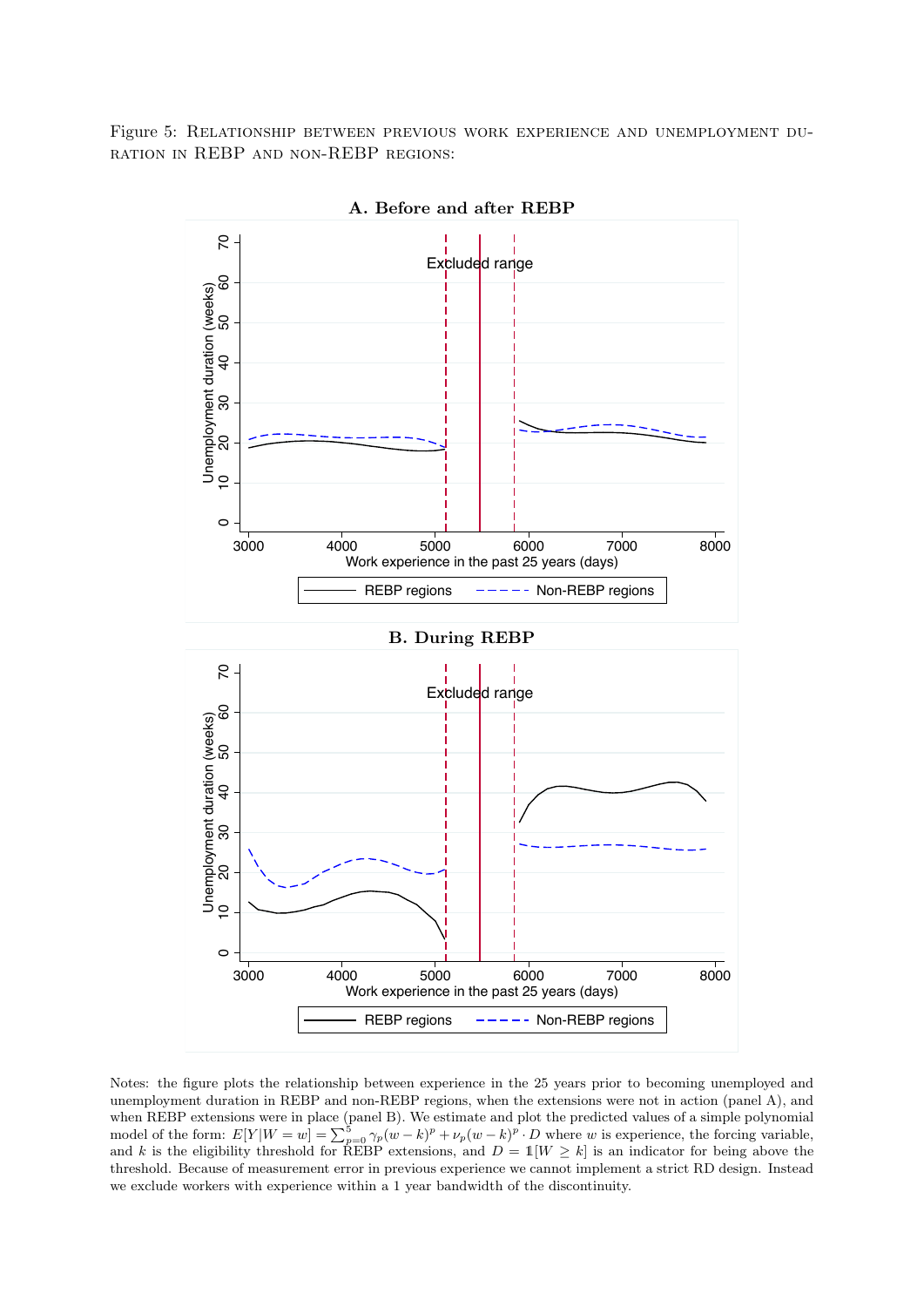Figure 5: Relationship between previous work experience and unemployment duration in REBP and non-REBP regions:

Notes: the figure plots the relationship between experience in the 25 years prior to becoming unemployed and unemployment duration in REBP and non-REBP regions, when the extensions were not in action (panel A), and when REBP extensions were in place (panel B). We estimate and plot the predicted values of a simple polynomial model of the form: $E[Y|W = w] = \sum_{p=0}^{5} \gamma_p (w - k)^p + \nu_p (w - k)^p \cdot D$ where $w$ is experience, the forcing variable, and $k$ is the eligibility threshold for REBP extensions, and $D = \mathbb{1}[W \geq k]$ is an indicator for being above the threshold. Because of measurement error in previous experience we cannot implement a strict RD design. Instead we exclude workers with experience within a 1 year bandwidth of the discontinuity.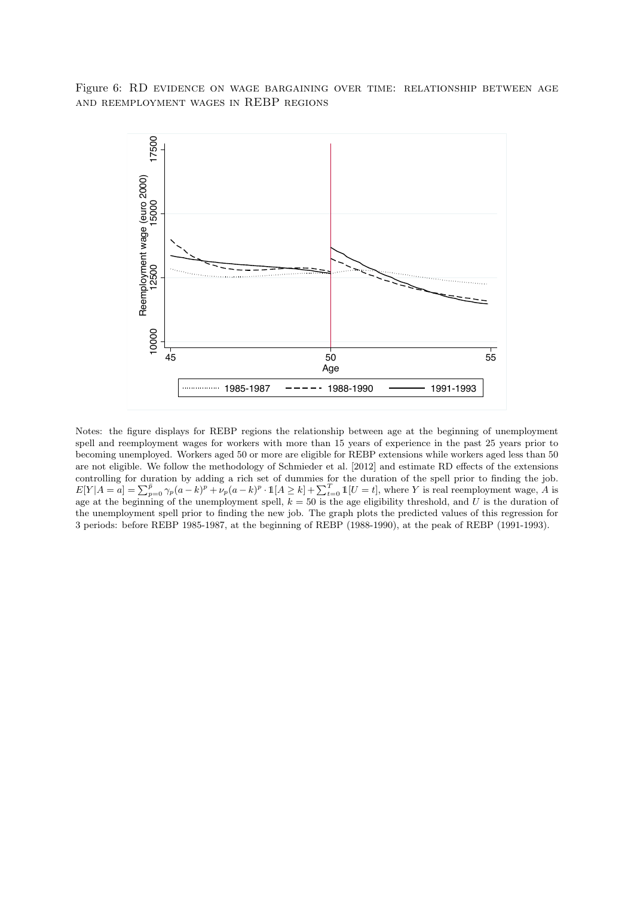Figure 6: RD EVIDENCE ON WAGE BARGAINING OVER TIME: RELATIONSHIP BETWEEN AGE AND REEMPLOYMENT WAGES IN REBP REGIONS

Notes: the figure displays for REBP regions the relationship between age at the beginning of unemployment spell and reemployment wages for workers with more than 15 years of experience in the past 25 years prior to becoming unemployed. Workers aged 50 or more are eligible for REBP extensions while workers aged less than 50 are not eligible. We follow the methodology of Schmieder et al. [2012] and estimate RD effects of the extensions controlling for duration by adding a rich set of dummies for the duration of the spell prior to finding the job. $E[Y|A = a] = \sum_{p=0}^{\bar{p}} \gamma_p (a-k)^p + \nu_p (a-k)^p \cdot \mathbb{1}[A \geq k] + \sum_{t=0}^{T} \mathbb{1}[U = t]$, where $Y$ is real reemployment wage, $A$ is age at the beginning of the unemployment spell, $k = 50$ is the age eligibility threshold, and $U$ is the duration of the unemployment spell prior to finding the new job. The graph plots the predicted values of this regression for 3 periods: before REBP 1985-1987, at the beginning of REBP (1988-1990), at the peak of REBP (1991-1993).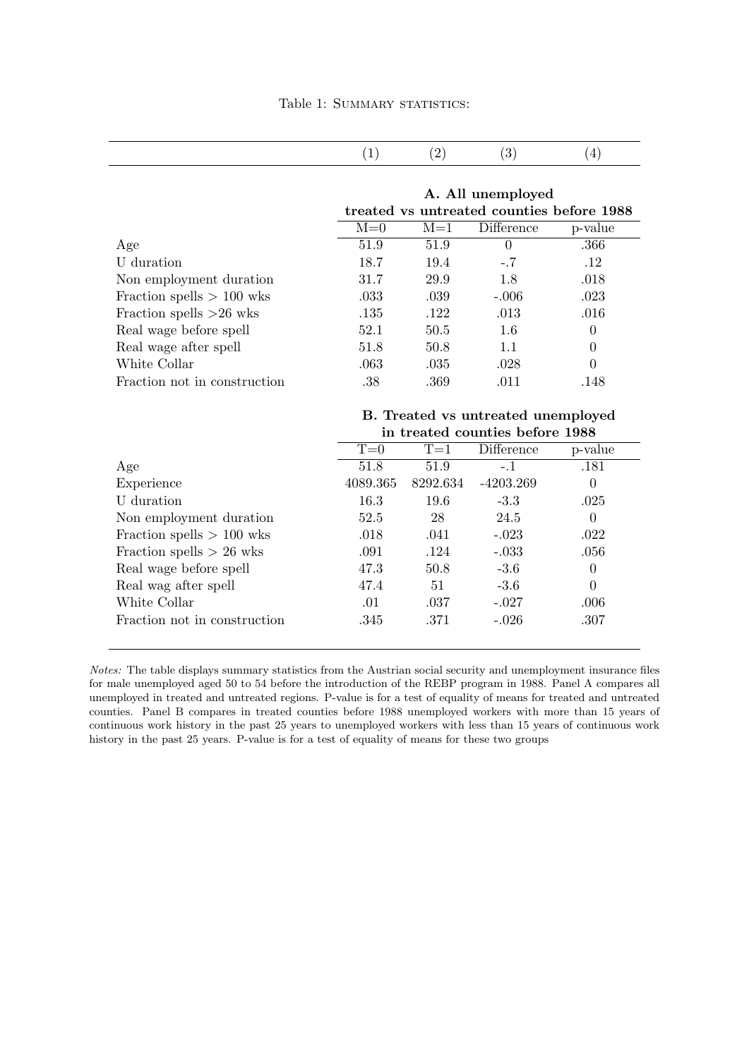Table 1: Summary statistics:

| | (1) | (2) | (3) | (4) |
|---|---|---|---|---|
| | **A. All unemployed treated vs untreated counties before 1988** | | | |
| | M=0 | M=1 | Difference | p-value |
| Age | 51.9 | 51.9 | 0 | .366 |
| U duration | 18.7 | 19.4 | -.7 | .12 |
| Non employment duration | 31.7 | 29.9 | 1.8 | .018 |
| Fraction spells > 100 wks | .033 | .039 | -.006 | .023 |
| Fraction spells >26 wks | .135 | .122 | .013 | .016 |
| Real wage before spell | 52.1 | 50.5 | 1.6 | 0 |
| Real wage after spell | 51.8 | 50.8 | 1.1 | 0 |
| White Collar | .063 | .035 | .028 | 0 |
| Fraction not in construction | .38 | .369 | .011 | .148 |
| | **B. Treated vs untreated unemployed in treated counties before 1988** | | | |
| | T=0 | T=1 | Difference | p-value |
| Age | 51.8 | 51.9 | -.1 | .181 |
| Experience | 4089.365 | 8292.634 | -4203.269 | 0 |
| U duration | 16.3 | 19.6 | -3.3 | .025 |
| Non employment duration | 52.5 | 28 | 24.5 | 0 |
| Fraction spells > 100 wks | .018 | .041 | -.023 | .022 |
| Fraction spells > 26 wks | .091 | .124 | -.033 | .056 |
| Real wage before spell | 47.3 | 50.8 | -3.6 | 0 |
| Real wag after spell | 47.4 | 51 | -3.6 | 0 |
| White Collar | .01 | .037 | -.027 | .006 |
| Fraction not in construction | .345 | .371 | -.026 | .307 |

*Notes:* The table displays summary statistics from the Austrian social security and unemployment insurance files for male unemployed aged 50 to 54 before the introduction of the REBP program in 1988. Panel A compares all unemployed in treated and untreated regions. P-value is for a test of equality of means for treated and untreated counties. Panel B compares in treated counties before 1988 unemployed workers with more than 15 years of continuous work history in the past 25 years to unemployed workers with less than 15 years of continuous work history in the past 25 years. P-value is for a test of equality of means for these two groups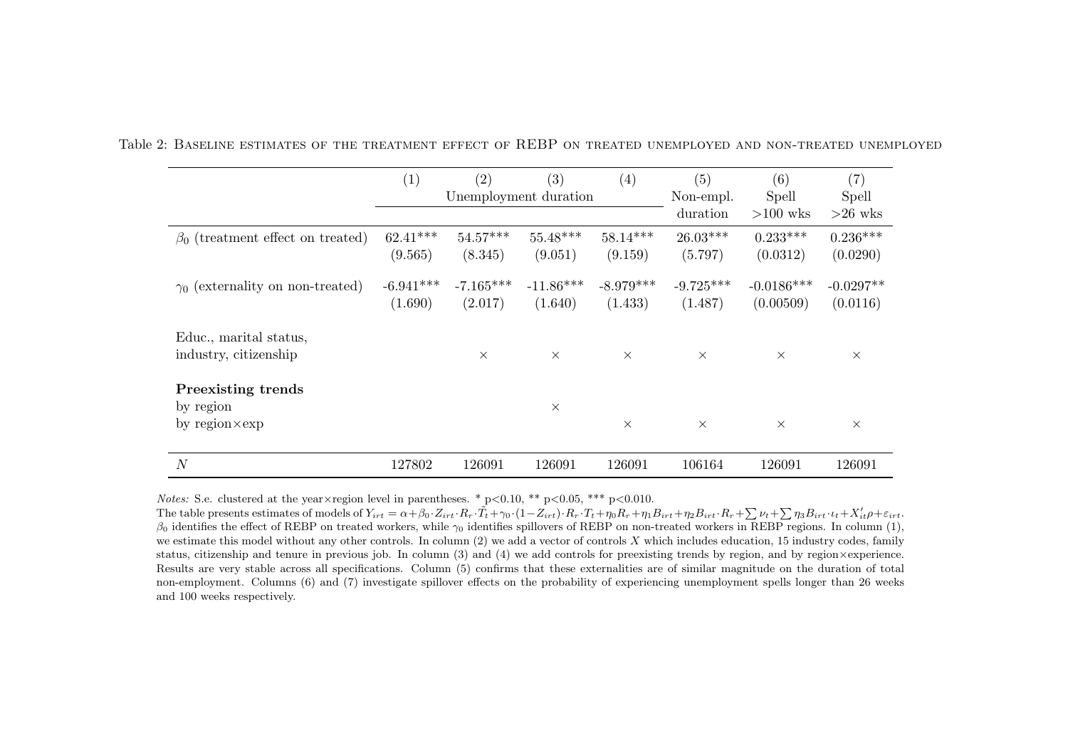Table 2: Baseline estimates of the treatment effect of REBP on treated unemployed and non-treated unemployed

| | (1) | (2) | (3) | (4) | (5) | (6) | (7) |
|---|---|---|---|---|---|---|---|
| | Unemployment duration | | | | Non-empl. duration | Spell >100 wks | Spell >26 wks |
| $\beta_0$ (treatment effect on treated) | 62.41*** | 54.57*** | 55.48*** | 58.14*** | 26.03*** | 0.233*** | 0.236*** |
| | (9.565) | (8.345) | (9.051) | (9.159) | (5.797) | (0.0312) | (0.0290) |
| $\gamma_0$ (externality on non-treated) | -6.941*** | -7.165*** | -11.86*** | -8.979*** | -9.725*** | -0.0186*** | -0.0297** |
| | (1.690) | (2.017) | (1.640) | (1.433) | (1.487) | (0.00509) | (0.0116) |
| Educ., marital status, industry, citizenship | | × | × | × | × | × | × |
| **Preexisting trends** | | | | | | | |
| by region | | | × | | | | |
| by region×exp | | | | × | × | × | × |
| $N$ | 127802 | 126091 | 126091 | 126091 | 106164 | 126091 | 126091 |

*Notes:* S.e. clustered at the year×region level in parentheses. * p<0.10, ** p<0.05, *** p<0.010.
The table presents estimates of models of $Y_{irt} = \alpha + \beta_0 \cdot Z_{irt} \cdot R_r \cdot \tilde{T}_t + \gamma_0 \cdot (1 - Z_{irt}) \cdot R_r \cdot T_t + \eta_0 R_r + \eta_1 B_{irt} + \eta_2 B_{irt} \cdot R_r + \sum \nu_t + \sum \eta_3 B_{irt} \cdot \iota_t + X'_{it}\rho + \varepsilon_{irt}$. $\beta_0$ identifies the effect of REBP on treated workers, while $\gamma_0$ identifies spillovers of REBP on non-treated workers in REBP regions. In column (1), we estimate this model without any other controls. In column (2) we add a vector of controls $X$ which includes education, 15 industry codes, family status, citizenship and tenure in previous job. In column (3) and (4) we add controls for preexisting trends by region, and by region×experience. Results are very stable across all specifications. Column (5) confirms that these externalities are of similar magnitude on the duration of total non-employment. Columns (6) and (7) investigate spillover effects on the probability of experiencing unemployment spells longer than 26 weeks and 100 weeks respectively.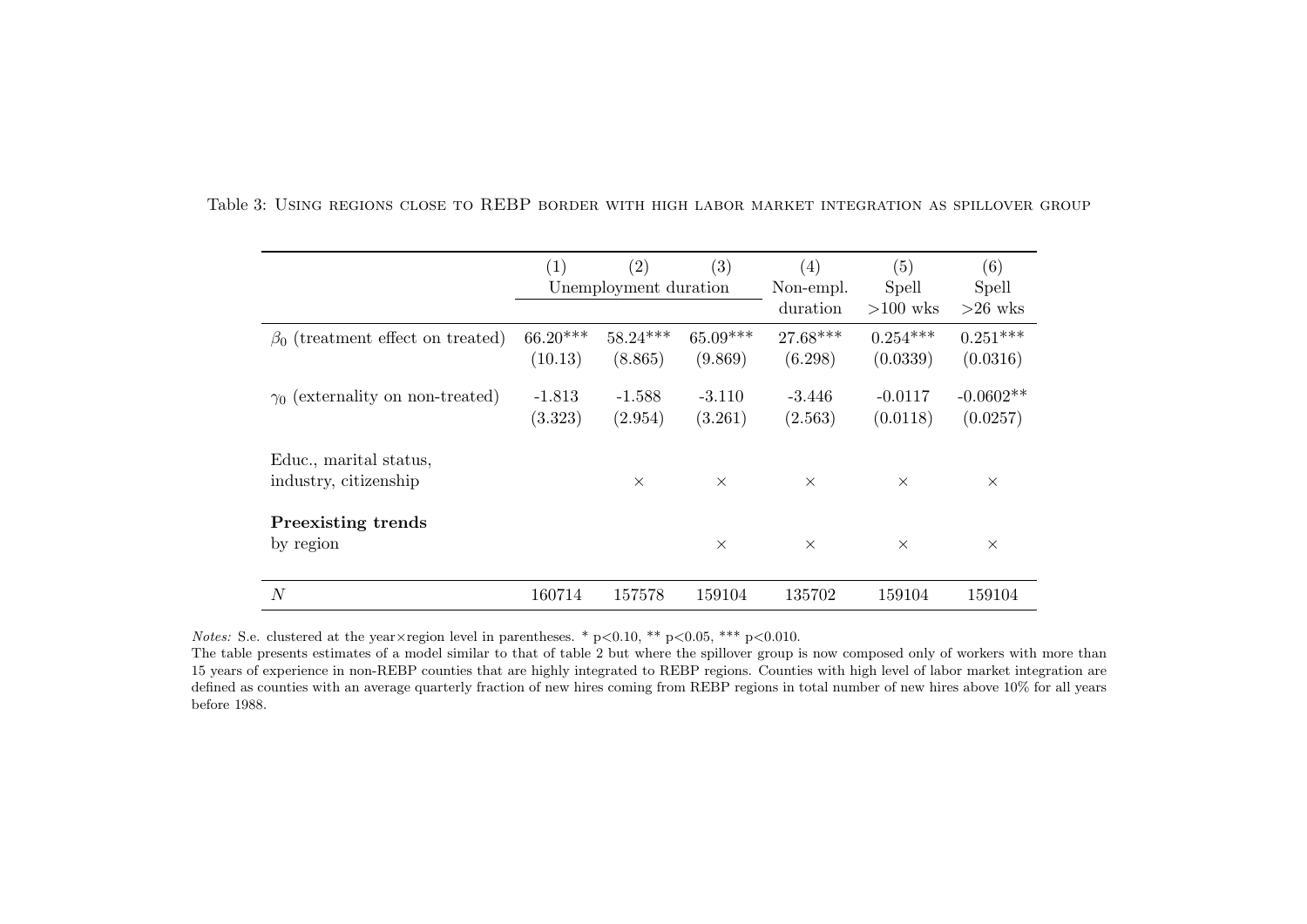Table 3: Using regions close to REBP border with high labor market integration as spillover group

| | (1) | (2) | (3) | (4) | (5) | (6) |
|---|---|---|---|---|---|---|
| | Unemployment duration | | | Non-empl. duration | Spell >100 wks | Spell >26 wks |
| $\beta_0$ (treatment effect on treated) | 66.20*** | 58.24*** | 65.09*** | 27.68*** | 0.254*** | 0.251*** |
| | (10.13) | (8.865) | (9.869) | (6.298) | (0.0339) | (0.0316) |
| $\gamma_0$ (externality on non-treated) | -1.813 | -1.588 | -3.110 | -3.446 | -0.0117 | -0.0602** |
| | (3.323) | (2.954) | (3.261) | (2.563) | (0.0118) | (0.0257) |
| Educ., marital status, industry, citizenship | | × | × | × | × | × |
| **Preexisting trends** by region | | | × | × | × | × |
| $N$ | 160714 | 157578 | 159104 | 135702 | 159104 | 159104 |

*Notes:* S.e. clustered at the year×region level in parentheses. * p<0.10, ** p<0.05, *** p<0.010.
The table presents estimates of a model similar to that of table 2 but where the spillover group is now composed only of workers with more than 15 years of experience in non-REBP counties that are highly integrated to REBP regions. Counties with high level of labor market integration are defined as counties with an average quarterly fraction of new hires coming from REBP regions in total number of new hires above 10% for all years before 1988.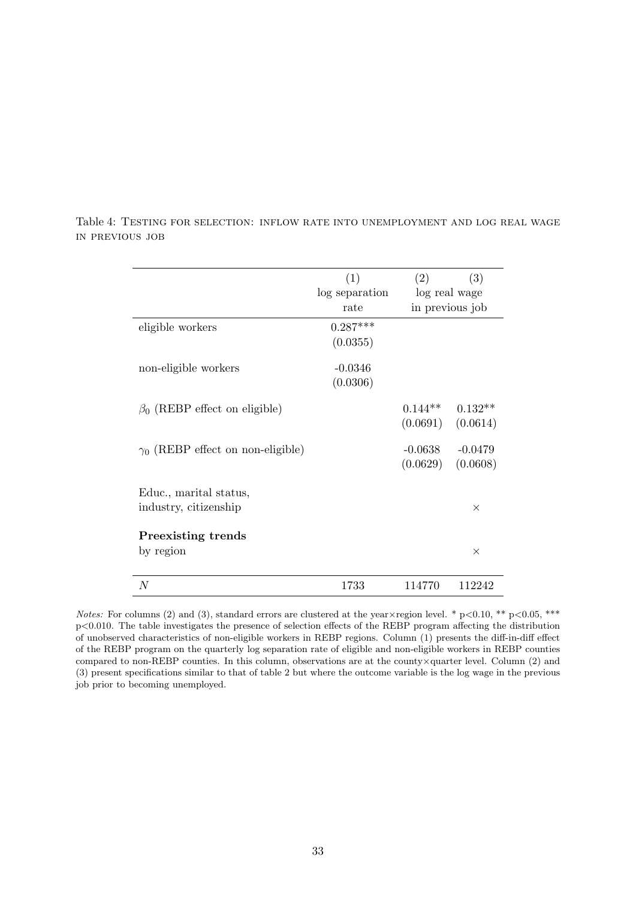Table 4: TESTING FOR SELECTION: INFLOW RATE INTO UNEMPLOYMENT AND LOG REAL WAGE IN PREVIOUS JOB

| | (1) log separation rate | (2) log real wage in previous job | (3) |
|---|---|---|---|
| eligible workers | 0.287*** | | |
| | (0.0355) | | |
| non-eligible workers | -0.0346 | | |
| | (0.0306) | | |
| $\beta_0$ (REBP effect on eligible) | | 0.144** | 0.132** |
| | | (0.0691) | (0.0614) |
| $\gamma_0$ (REBP effect on non-eligible) | | -0.0638 | -0.0479 |
| | | (0.0629) | (0.0608) |
| Educ., marital status, industry, citizenship | | | × |
| **Preexisting trends** by region | | | × |
| $N$ | 1733 | 114770 | 112242 |

*Notes:* For columns (2) and (3), standard errors are clustered at the year×region level. * p<0.10, ** p<0.05, *** p<0.010. The table investigates the presence of selection effects of the REBP program affecting the distribution of unobserved characteristics of non-eligible workers in REBP regions. Column (1) presents the diff-in-diff effect of the REBP program on the quarterly log separation rate of eligible and non-eligible workers in REBP counties compared to non-REBP counties. In this column, observations are at the county×quarter level. Column (2) and (3) present specifications similar to that of table 2 but where the outcome variable is the log wage in the previous job prior to becoming unemployed.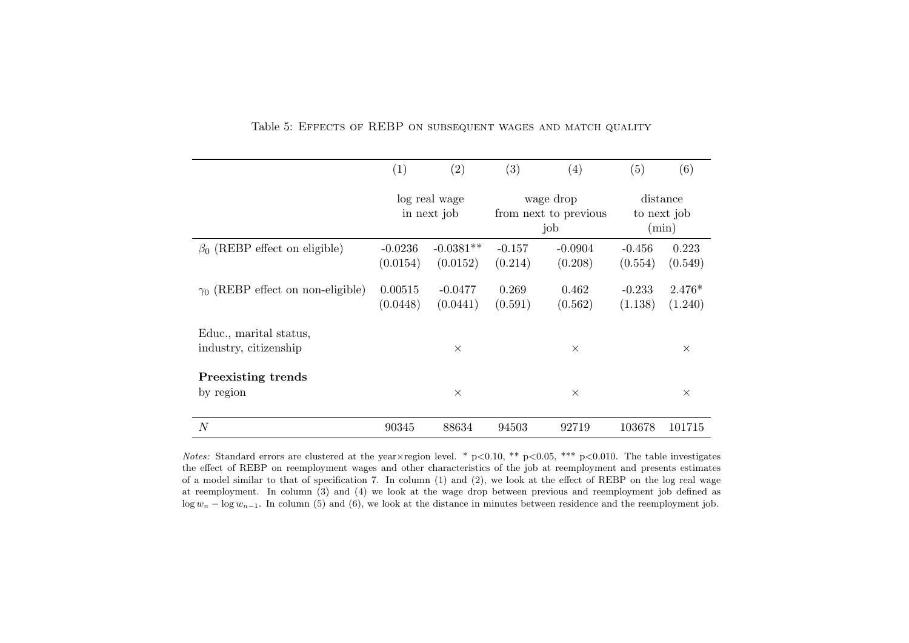Table 5: Effects of REBP on subsequent wages and match quality

| | (1) | (2) | (3) | (4) | (5) | (6) |
|---|---|---|---|---|---|---|
| | log real wage in next job | | wage drop from next to previous job | | distance to next job (min) | |
| $\beta_0$ (REBP effect on eligible) | -0.0236 | -0.0381** | -0.157 | -0.0904 | -0.456 | 0.223 |
| | (0.0154) | (0.0152) | (0.214) | (0.208) | (0.554) | (0.549) |
| $\gamma_0$ (REBP effect on non-eligible) | 0.00515 | -0.0477 | 0.269 | 0.462 | -0.233 | 2.476* |
| | (0.0448) | (0.0441) | (0.591) | (0.562) | (1.138) | (1.240) |
| Educ., marital status, industry, citizenship | | × | | × | | × |
| **Preexisting trends** by region | | × | | × | | × |
| $N$ | 90345 | 88634 | 94503 | 92719 | 103678 | 101715 |

*Notes:* Standard errors are clustered at the year×region level. * p<0.10, ** p<0.05, *** p<0.010. The table investigates the effect of REBP on reemployment wages and other characteristics of the job at reemployment and presents estimates of a model similar to that of specification 7. In column (1) and (2), we look at the effect of REBP on the log real wage at reemployment. In column (3) and (4) we look at the wage drop between previous and reemployment job defined as $\log w_n - \log w_{n-1}$. In column (5) and (6), we look at the distance in minutes between residence and the reemployment job.